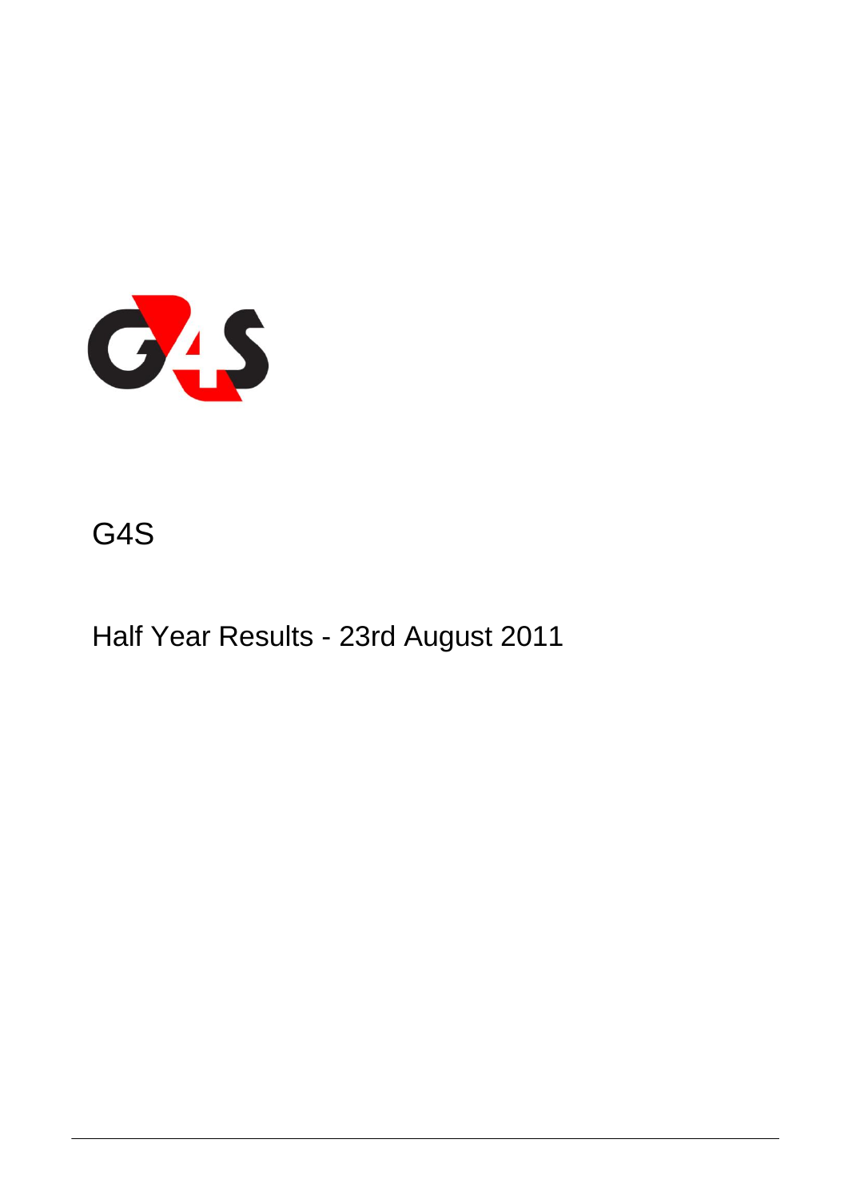# G4S

## Half Year Results - 23rd August 2011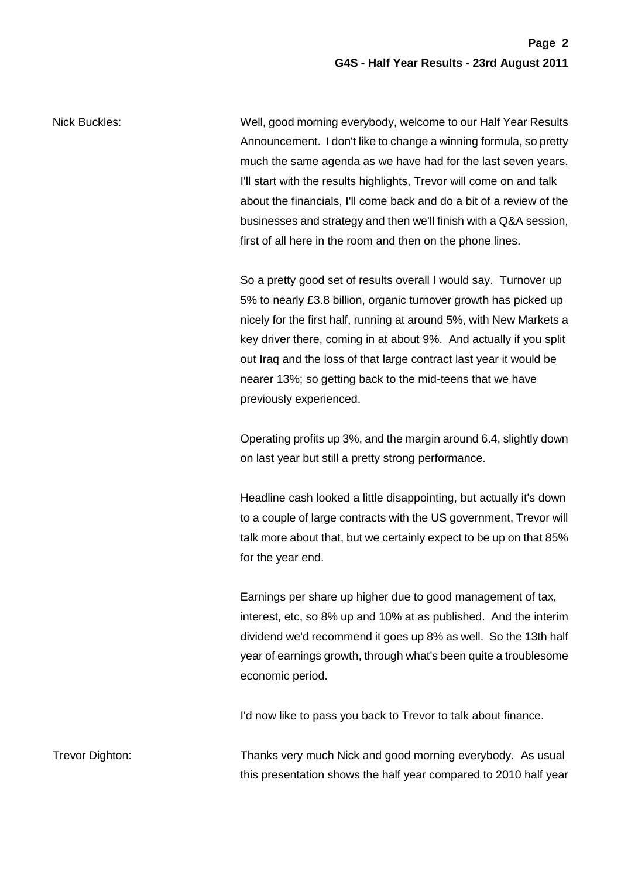Nick Buckles: Well, good morning everybody, welcome to our Half Year Results Announcement. I don't like to change a winning formula, so pretty much the same agenda as we have had for the last seven years. I'll start with the results highlights, Trevor will come on and talk about the financials, I'll come back and do a bit of a review of the businesses and strategy and then we'll finish with a Q&A session, first of all here in the room and then on the phone lines.

So a pretty good set of results overall I would say. Turnover up 5% to nearly £3.8 billion, organic turnover growth has picked up nicely for the first half, running at around 5%, with New Markets a key driver there, coming in at about 9%. And actually if you split out Iraq and the loss of that large contract last year it would be nearer 13%; so getting back to the mid-teens that we have previously experienced.

Operating profits up 3%, and the margin around 6.4, slightly down on last year but still a pretty strong performance.

Headline cash looked a little disappointing, but actually it's down to a couple of large contracts with the US government, Trevor will talk more about that, but we certainly expect to be up on that 85% for the year end.

Earnings per share up higher due to good management of tax, interest, etc, so 8% up and 10% at as published. And the interim dividend we'd recommend it goes up 8% as well. So the 13th half year of earnings growth, through what's been quite a troublesome economic period.

I'd now like to pass you back to Trevor to talk about finance.

Trevor Dighton: Thanks very much Nick and good morning everybody. As usual this presentation shows the half year compared to 2010 half year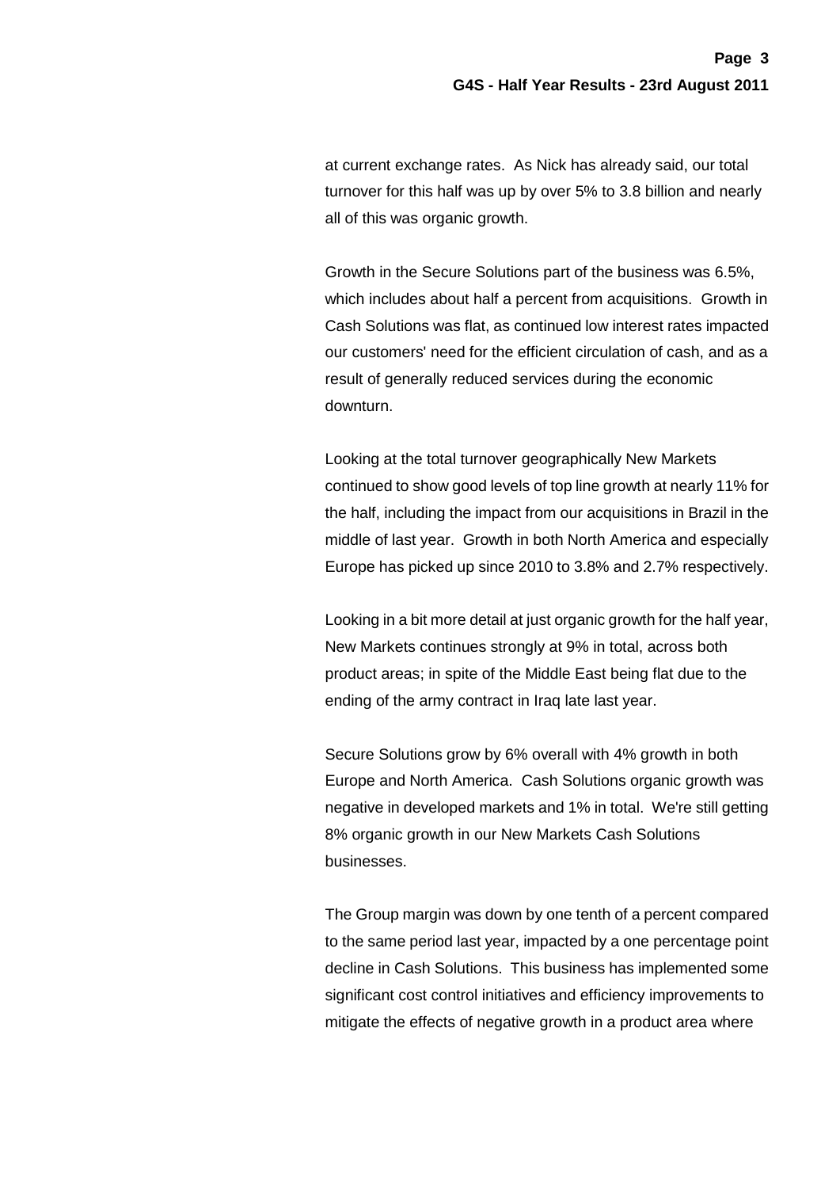at current exchange rates. As Nick has already said, our total turnover for this half was up by over 5% to 3.8 billion and nearly all of this was organic growth.

Growth in the Secure Solutions part of the business was 6.5%, which includes about half a percent from acquisitions. Growth in Cash Solutions was flat, as continued low interest rates impacted our customers' need for the efficient circulation of cash, and as a result of generally reduced services during the economic downturn.

Looking at the total turnover geographically New Markets continued to show good levels of top line growth at nearly 11% for the half, including the impact from our acquisitions in Brazil in the middle of last year. Growth in both North America and especially Europe has picked up since 2010 to 3.8% and 2.7% respectively.

Looking in a bit more detail at just organic growth for the half year, New Markets continues strongly at 9% in total, across both product areas; in spite of the Middle East being flat due to the ending of the army contract in Iraq late last year.

Secure Solutions grow by 6% overall with 4% growth in both Europe and North America. Cash Solutions organic growth was negative in developed markets and 1% in total. We're still getting 8% organic growth in our New Markets Cash Solutions businesses.

The Group margin was down by one tenth of a percent compared to the same period last year, impacted by a one percentage point decline in Cash Solutions. This business has implemented some significant cost control initiatives and efficiency improvements to mitigate the effects of negative growth in a product area where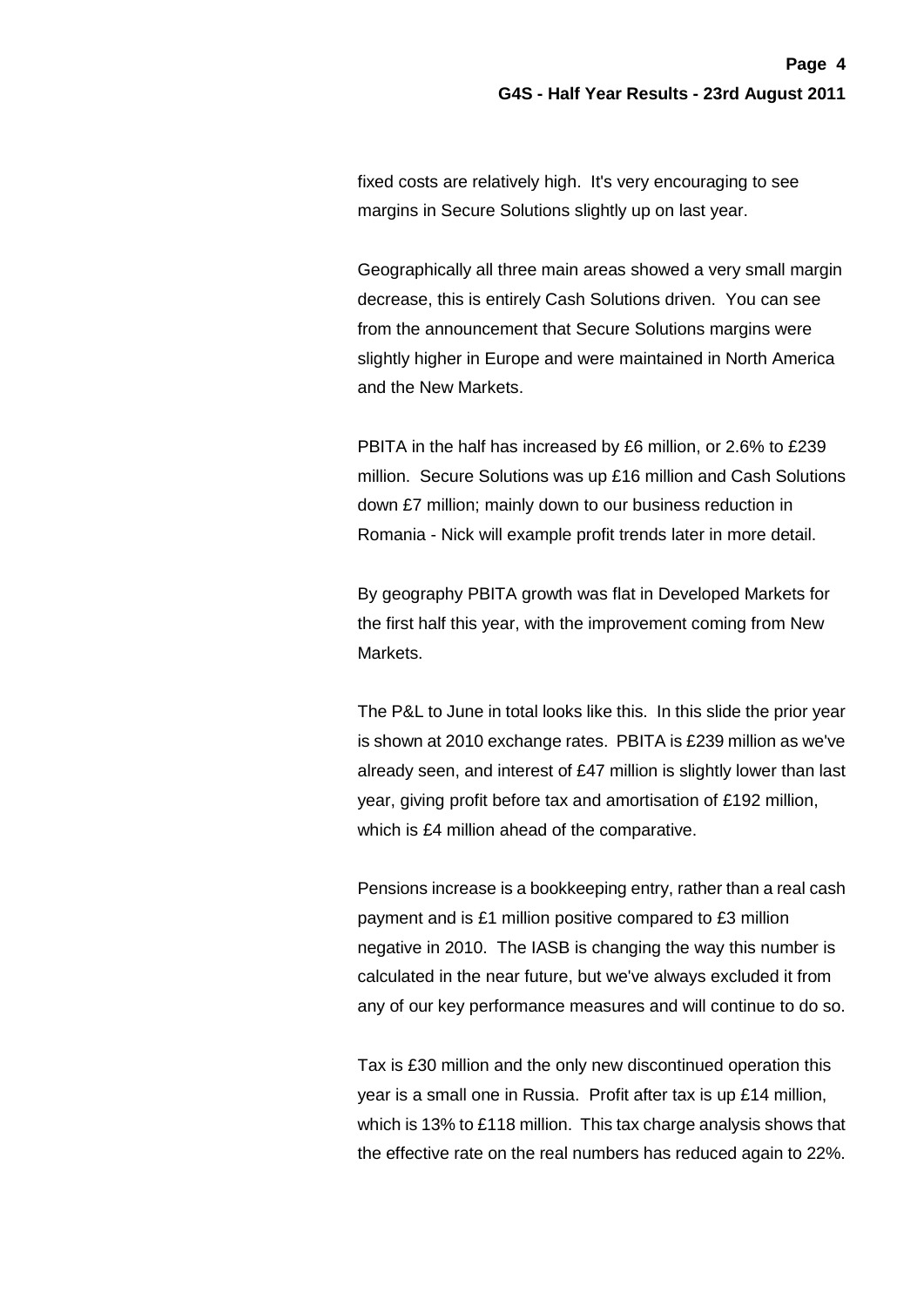fixed costs are relatively high. It's very encouraging to see margins in Secure Solutions slightly up on last year.

Geographically all three main areas showed a very small margin decrease, this is entirely Cash Solutions driven. You can see from the announcement that Secure Solutions margins were slightly higher in Europe and were maintained in North America and the New Markets.

PBITA in the half has increased by £6 million, or 2.6% to £239 million. Secure Solutions was up £16 million and Cash Solutions down £7 million; mainly down to our business reduction in Romania - Nick will example profit trends later in more detail.

By geography PBITA growth was flat in Developed Markets for the first half this year, with the improvement coming from New Markets.

The P&L to June in total looks like this. In this slide the prior year is shown at 2010 exchange rates. PBITA is £239 million as we've already seen, and interest of £47 million is slightly lower than last year, giving profit before tax and amortisation of £192 million, which is £4 million ahead of the comparative.

Pensions increase is a bookkeeping entry, rather than a real cash payment and is £1 million positive compared to £3 million negative in 2010. The IASB is changing the way this number is calculated in the near future, but we've always excluded it from any of our key performance measures and will continue to do so.

Tax is £30 million and the only new discontinued operation this year is a small one in Russia. Profit after tax is up £14 million, which is 13% to £118 million. This tax charge analysis shows that the effective rate on the real numbers has reduced again to 22%.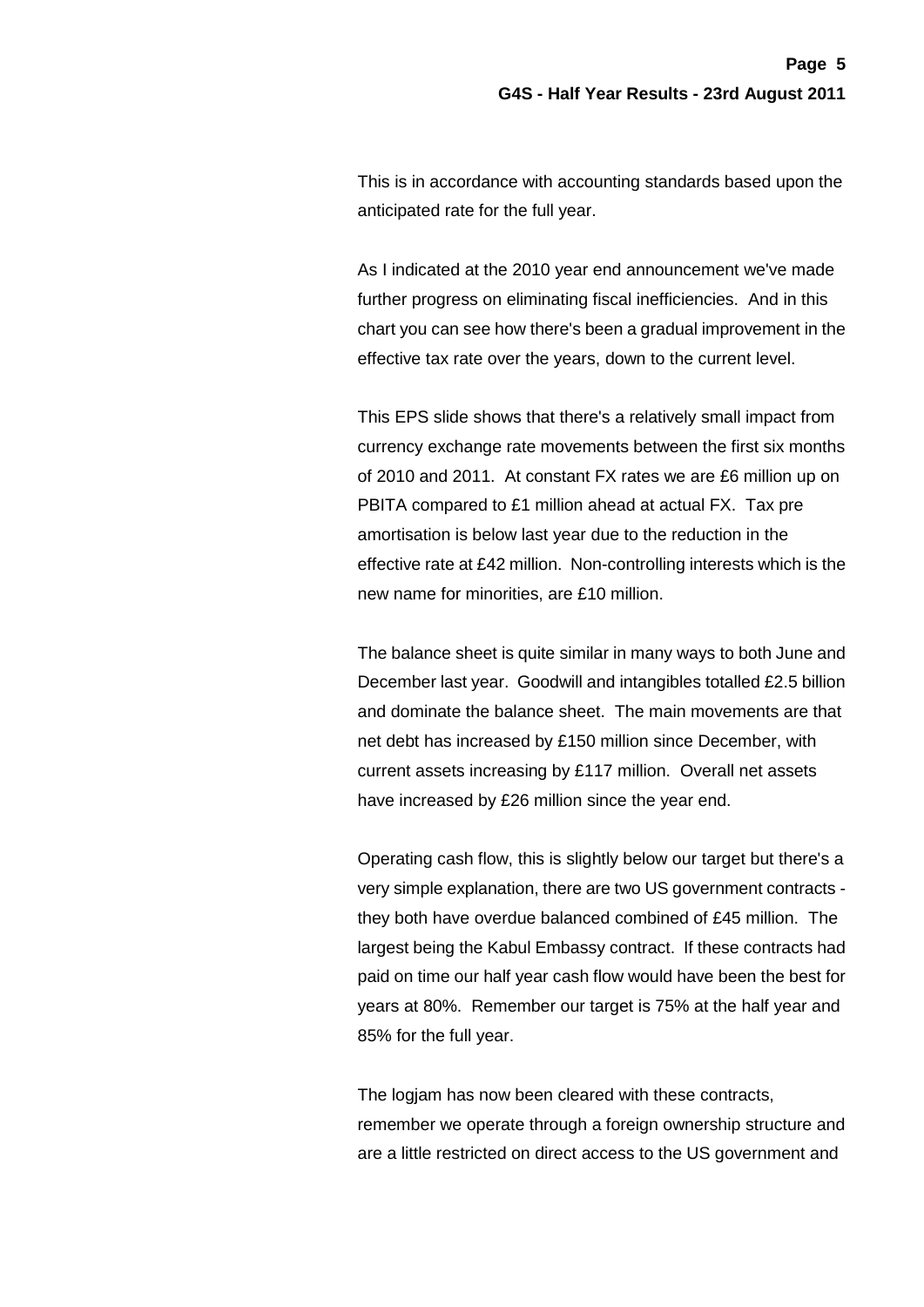This is in accordance with accounting standards based upon the anticipated rate for the full year.

As I indicated at the 2010 year end announcement we've made further progress on eliminating fiscal inefficiencies. And in this chart you can see how there's been a gradual improvement in the effective tax rate over the years, down to the current level.

This EPS slide shows that there's a relatively small impact from currency exchange rate movements between the first six months of 2010 and 2011. At constant FX rates we are £6 million up on PBITA compared to £1 million ahead at actual FX. Tax pre amortisation is below last year due to the reduction in the effective rate at £42 million. Non-controlling interests which is the new name for minorities, are £10 million.

The balance sheet is quite similar in many ways to both June and December last year. Goodwill and intangibles totalled £2.5 billion and dominate the balance sheet. The main movements are that net debt has increased by £150 million since December, with current assets increasing by £117 million. Overall net assets have increased by £26 million since the year end.

Operating cash flow, this is slightly below our target but there's a very simple explanation, there are two US government contracts - they both have overdue balanced combined of £45 million. The largest being the Kabul Embassy contract. If these contracts had paid on time our half year cash flow would have been the best for years at 80%. Remember our target is 75% at the half year and 85% for the full year.

The logjam has now been cleared with these contracts, remember we operate through a foreign ownership structure and are a little restricted on direct access to the US government and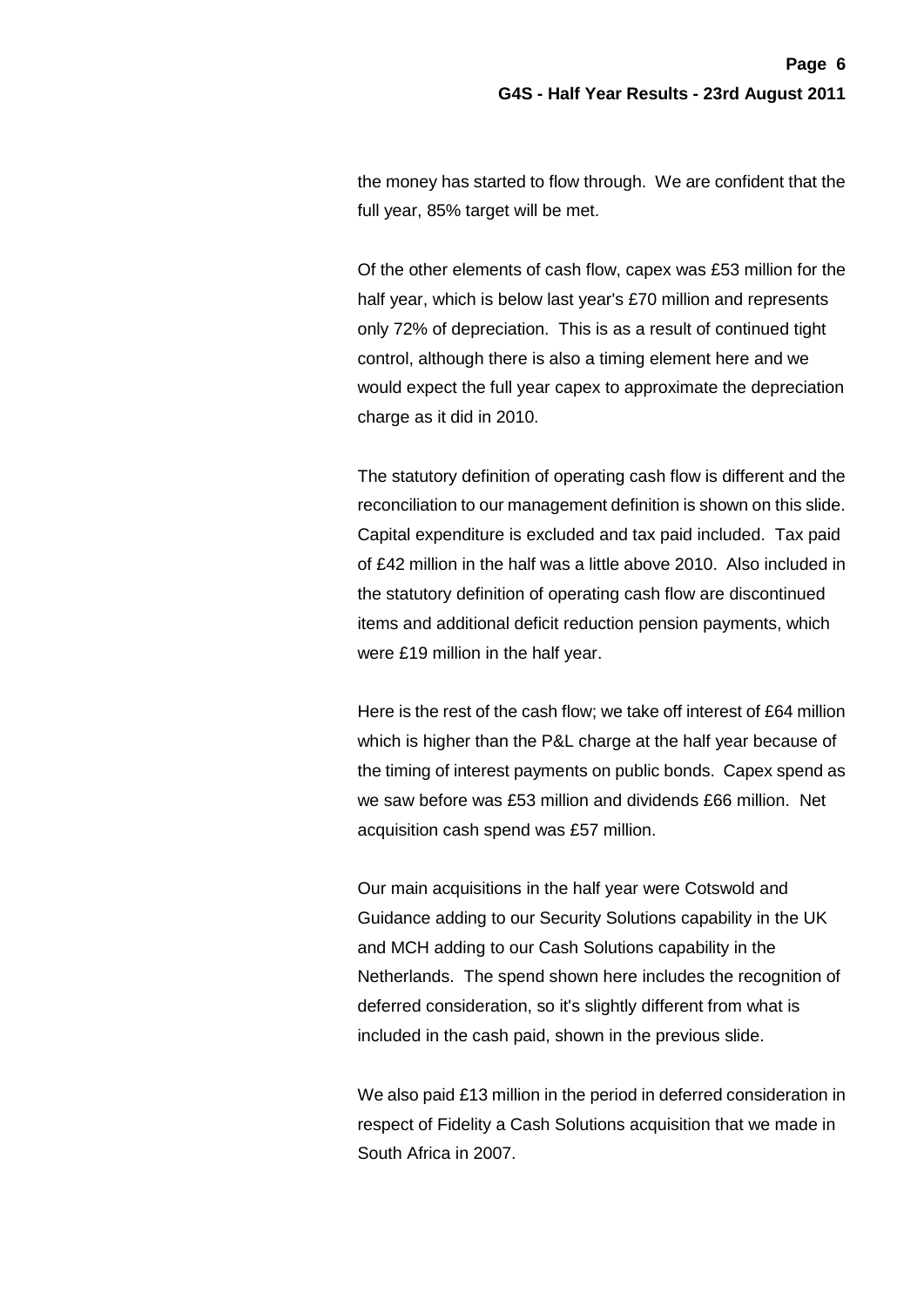the money has started to flow through. We are confident that the full year, 85% target will be met.

Of the other elements of cash flow, capex was £53 million for the half year, which is below last year's £70 million and represents only 72% of depreciation. This is as a result of continued tight control, although there is also a timing element here and we would expect the full year capex to approximate the depreciation charge as it did in 2010.

The statutory definition of operating cash flow is different and the reconciliation to our management definition is shown on this slide. Capital expenditure is excluded and tax paid included. Tax paid of £42 million in the half was a little above 2010. Also included in the statutory definition of operating cash flow are discontinued items and additional deficit reduction pension payments, which were £19 million in the half year.

Here is the rest of the cash flow; we take off interest of £64 million which is higher than the P&L charge at the half year because of the timing of interest payments on public bonds. Capex spend as we saw before was £53 million and dividends £66 million. Net acquisition cash spend was £57 million.

Our main acquisitions in the half year were Cotswold and Guidance adding to our Security Solutions capability in the UK and MCH adding to our Cash Solutions capability in the Netherlands. The spend shown here includes the recognition of deferred consideration, so it's slightly different from what is included in the cash paid, shown in the previous slide.

We also paid £13 million in the period in deferred consideration in respect of Fidelity a Cash Solutions acquisition that we made in South Africa in 2007.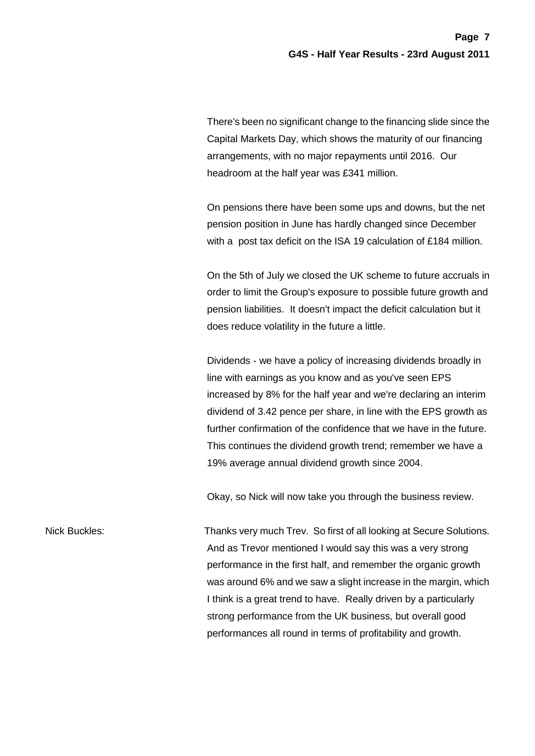There's been no significant change to the financing slide since the Capital Markets Day, which shows the maturity of our financing arrangements, with no major repayments until 2016. Our headroom at the half year was £341 million.

On pensions there have been some ups and downs, but the net pension position in June has hardly changed since December with a post tax deficit on the ISA 19 calculation of £184 million.

On the 5th of July we closed the UK scheme to future accruals in order to limit the Group's exposure to possible future growth and pension liabilities. It doesn't impact the deficit calculation but it does reduce volatility in the future a little.

Dividends - we have a policy of increasing dividends broadly in line with earnings as you know and as you've seen EPS increased by 8% for the half year and we're declaring an interim dividend of 3.42 pence per share, in line with the EPS growth as further confirmation of the confidence that we have in the future. This continues the dividend growth trend; remember we have a 19% average annual dividend growth since 2004.

Okay, so Nick will now take you through the business review.

Nick Buckles: Thanks very much Trev. So first of all looking at Secure Solutions. And as Trevor mentioned I would say this was a very strong performance in the first half, and remember the organic growth was around 6% and we saw a slight increase in the margin, which I think is a great trend to have. Really driven by a particularly strong performance from the UK business, but overall good performances all round in terms of profitability and growth.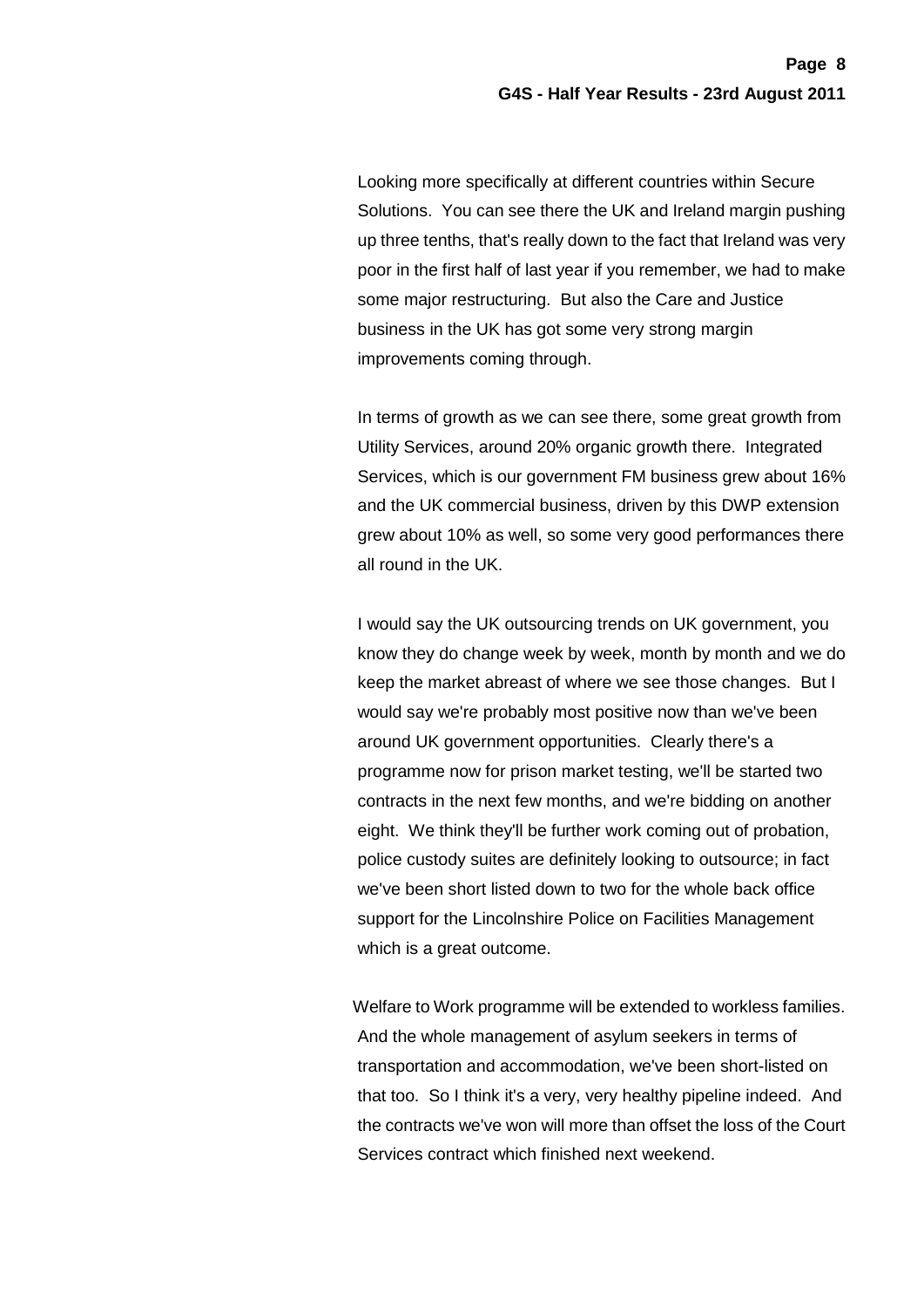Looking more specifically at different countries within Secure Solutions. You can see there the UK and Ireland margin pushing up three tenths, that's really down to the fact that Ireland was very poor in the first half of last year if you remember, we had to make some major restructuring. But also the Care and Justice business in the UK has got some very strong margin improvements coming through.

In terms of growth as we can see there, some great growth from Utility Services, around 20% organic growth there. Integrated Services, which is our government FM business grew about 16% and the UK commercial business, driven by this DWP extension grew about 10% as well, so some very good performances there all round in the UK.

I would say the UK outsourcing trends on UK government, you know they do change week by week, month by month and we do keep the market abreast of where we see those changes. But I would say we're probably most positive now than we've been around UK government opportunities. Clearly there's a programme now for prison market testing, we'll be started two contracts in the next few months, and we're bidding on another eight. We think they'll be further work coming out of probation, police custody suites are definitely looking to outsource; in fact we've been short listed down to two for the whole back office support for the Lincolnshire Police on Facilities Management which is a great outcome.

Welfare to Work programme will be extended to workless families. And the whole management of asylum seekers in terms of transportation and accommodation, we've been short-listed on that too. So I think it's a very, very healthy pipeline indeed. And the contracts we've won will more than offset the loss of the Court Services contract which finished next weekend.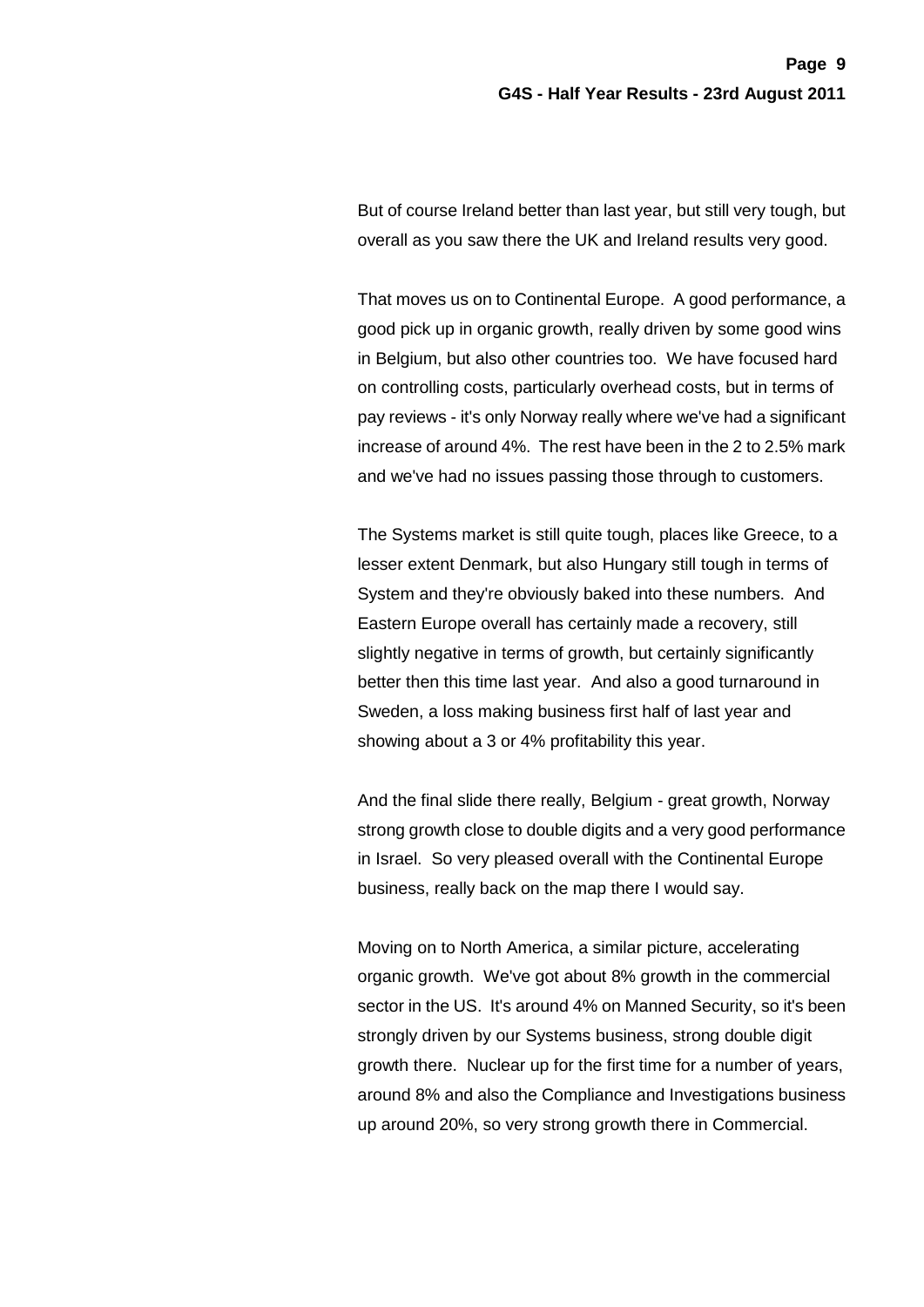But of course Ireland better than last year, but still very tough, but overall as you saw there the UK and Ireland results very good.

That moves us on to Continental Europe. A good performance, a good pick up in organic growth, really driven by some good wins in Belgium, but also other countries too. We have focused hard on controlling costs, particularly overhead costs, but in terms of pay reviews - it's only Norway really where we've had a significant increase of around 4%. The rest have been in the 2 to 2.5% mark and we've had no issues passing those through to customers.

The Systems market is still quite tough, places like Greece, to a lesser extent Denmark, but also Hungary still tough in terms of System and they're obviously baked into these numbers. And Eastern Europe overall has certainly made a recovery, still slightly negative in terms of growth, but certainly significantly better then this time last year. And also a good turnaround in Sweden, a loss making business first half of last year and showing about a 3 or 4% profitability this year.

And the final slide there really, Belgium - great growth, Norway strong growth close to double digits and a very good performance in Israel. So very pleased overall with the Continental Europe business, really back on the map there I would say.

Moving on to North America, a similar picture, accelerating organic growth. We've got about 8% growth in the commercial sector in the US. It's around 4% on Manned Security, so it's been strongly driven by our Systems business, strong double digit growth there. Nuclear up for the first time for a number of years, around 8% and also the Compliance and Investigations business up around 20%, so very strong growth there in Commercial.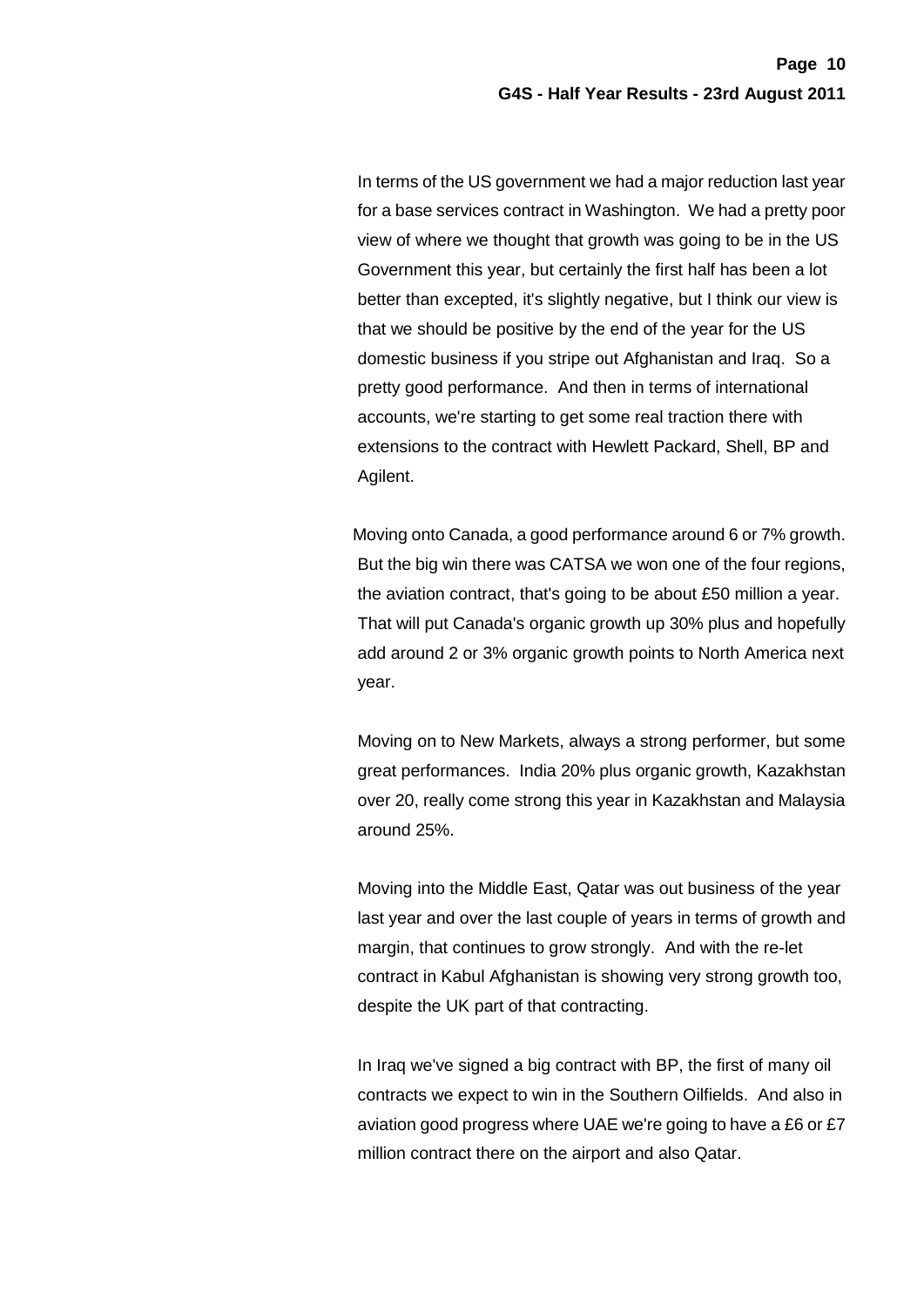In terms of the US government we had a major reduction last year for a base services contract in Washington. We had a pretty poor view of where we thought that growth was going to be in the US Government this year, but certainly the first half has been a lot better than excepted, it's slightly negative, but I think our view is that we should be positive by the end of the year for the US domestic business if you stripe out Afghanistan and Iraq. So a pretty good performance. And then in terms of international accounts, we're starting to get some real traction there with extensions to the contract with Hewlett Packard, Shell, BP and Agilent.

Moving onto Canada, a good performance around 6 or 7% growth. But the big win there was CATSA we won one of the four regions, the aviation contract, that's going to be about £50 million a year. That will put Canada's organic growth up 30% plus and hopefully add around 2 or 3% organic growth points to North America next year.

Moving on to New Markets, always a strong performer, but some great performances. India 20% plus organic growth, Kazakhstan over 20, really come strong this year in Kazakhstan and Malaysia around 25%.

Moving into the Middle East, Qatar was out business of the year last year and over the last couple of years in terms of growth and margin, that continues to grow strongly. And with the re-let contract in Kabul Afghanistan is showing very strong growth too, despite the UK part of that contracting.

In Iraq we've signed a big contract with BP, the first of many oil contracts we expect to win in the Southern Oilfields. And also in aviation good progress where UAE we're going to have a £6 or £7 million contract there on the airport and also Qatar.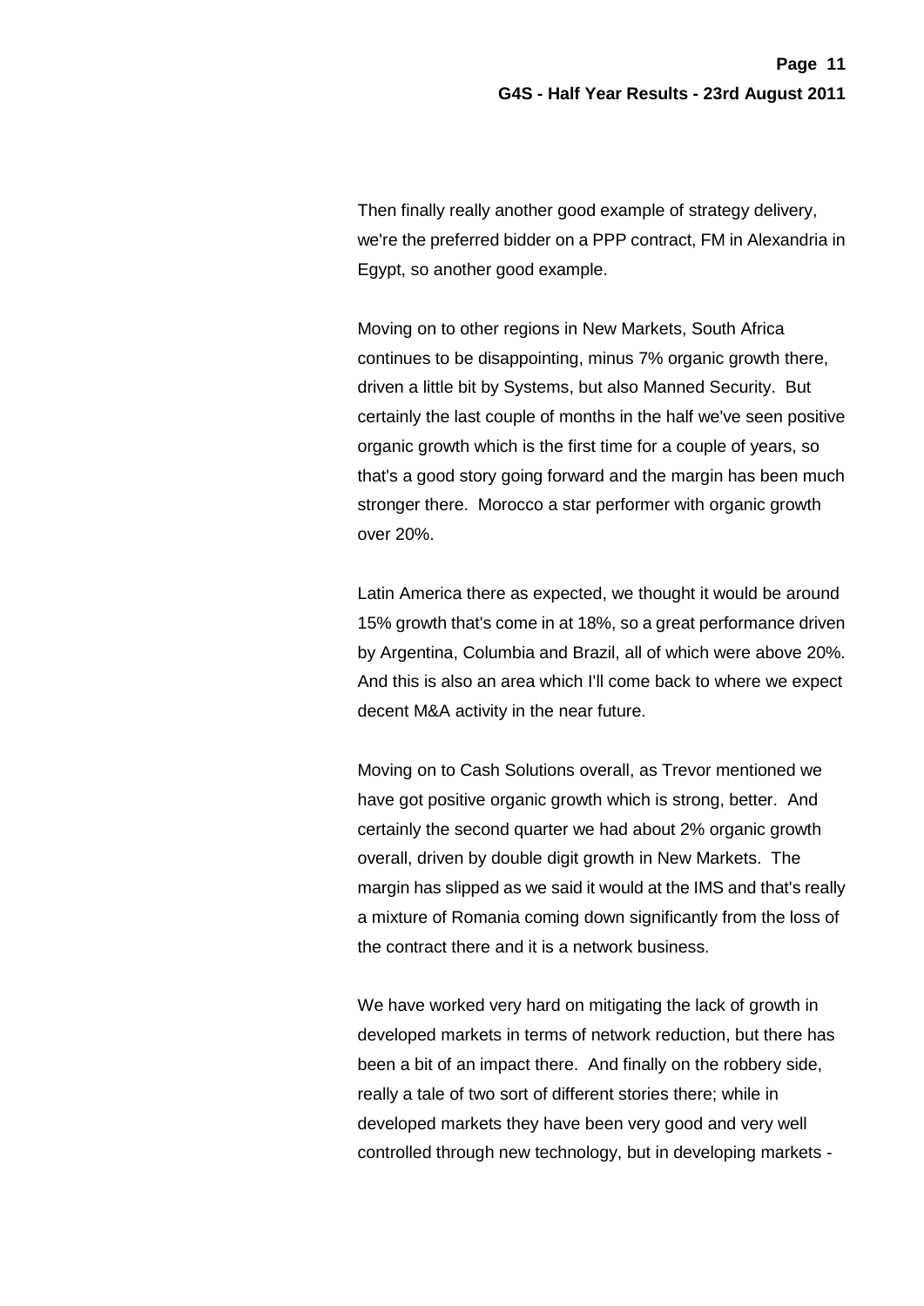Then finally really another good example of strategy delivery, we're the preferred bidder on a PPP contract, FM in Alexandria in Egypt, so another good example.

Moving on to other regions in New Markets, South Africa continues to be disappointing, minus 7% organic growth there, driven a little bit by Systems, but also Manned Security. But certainly the last couple of months in the half we've seen positive organic growth which is the first time for a couple of years, so that's a good story going forward and the margin has been much stronger there. Morocco a star performer with organic growth over 20%.

Latin America there as expected, we thought it would be around 15% growth that's come in at 18%, so a great performance driven by Argentina, Columbia and Brazil, all of which were above 20%. And this is also an area which I'll come back to where we expect decent M&A activity in the near future.

Moving on to Cash Solutions overall, as Trevor mentioned we have got positive organic growth which is strong, better. And certainly the second quarter we had about 2% organic growth overall, driven by double digit growth in New Markets. The margin has slipped as we said it would at the IMS and that's really a mixture of Romania coming down significantly from the loss of the contract there and it is a network business.

We have worked very hard on mitigating the lack of growth in developed markets in terms of network reduction, but there has been a bit of an impact there. And finally on the robbery side, really a tale of two sort of different stories there; while in developed markets they have been very good and very well controlled through new technology, but in developing markets -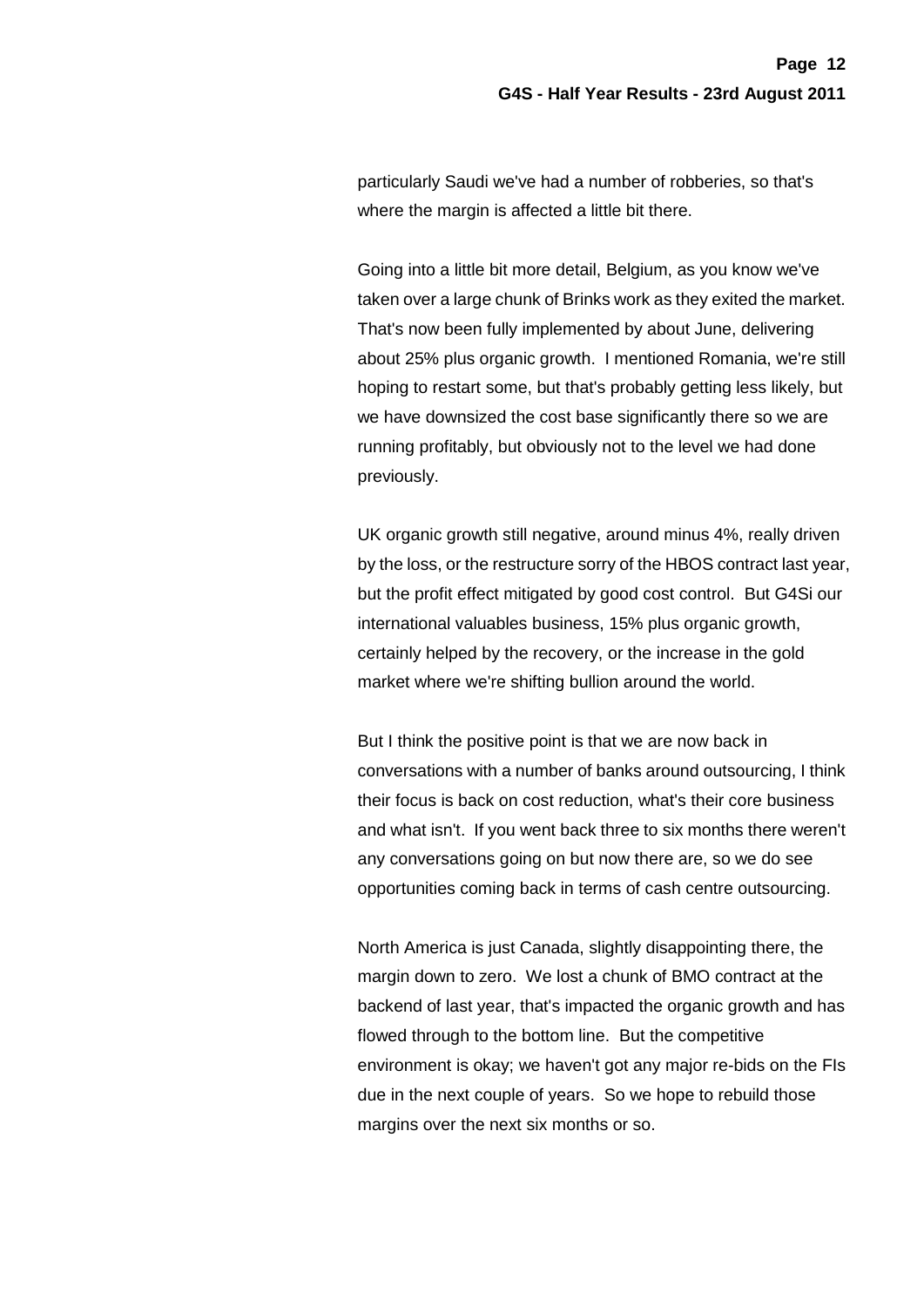particularly Saudi we've had a number of robberies, so that's where the margin is affected a little bit there.

Going into a little bit more detail, Belgium, as you know we've taken over a large chunk of Brinks work as they exited the market. That's now been fully implemented by about June, delivering about 25% plus organic growth. I mentioned Romania, we're still hoping to restart some, but that's probably getting less likely, but we have downsized the cost base significantly there so we are running profitably, but obviously not to the level we had done previously.

UK organic growth still negative, around minus 4%, really driven by the loss, or the restructure sorry of the HBOS contract last year, but the profit effect mitigated by good cost control. But G4Si our international valuables business, 15% plus organic growth, certainly helped by the recovery, or the increase in the gold market where we're shifting bullion around the world.

But I think the positive point is that we are now back in conversations with a number of banks around outsourcing, I think their focus is back on cost reduction, what's their core business and what isn't. If you went back three to six months there weren't any conversations going on but now there are, so we do see opportunities coming back in terms of cash centre outsourcing.

North America is just Canada, slightly disappointing there, the margin down to zero. We lost a chunk of BMO contract at the backend of last year, that's impacted the organic growth and has flowed through to the bottom line. But the competitive environment is okay; we haven't got any major re-bids on the FIs due in the next couple of years. So we hope to rebuild those margins over the next six months or so.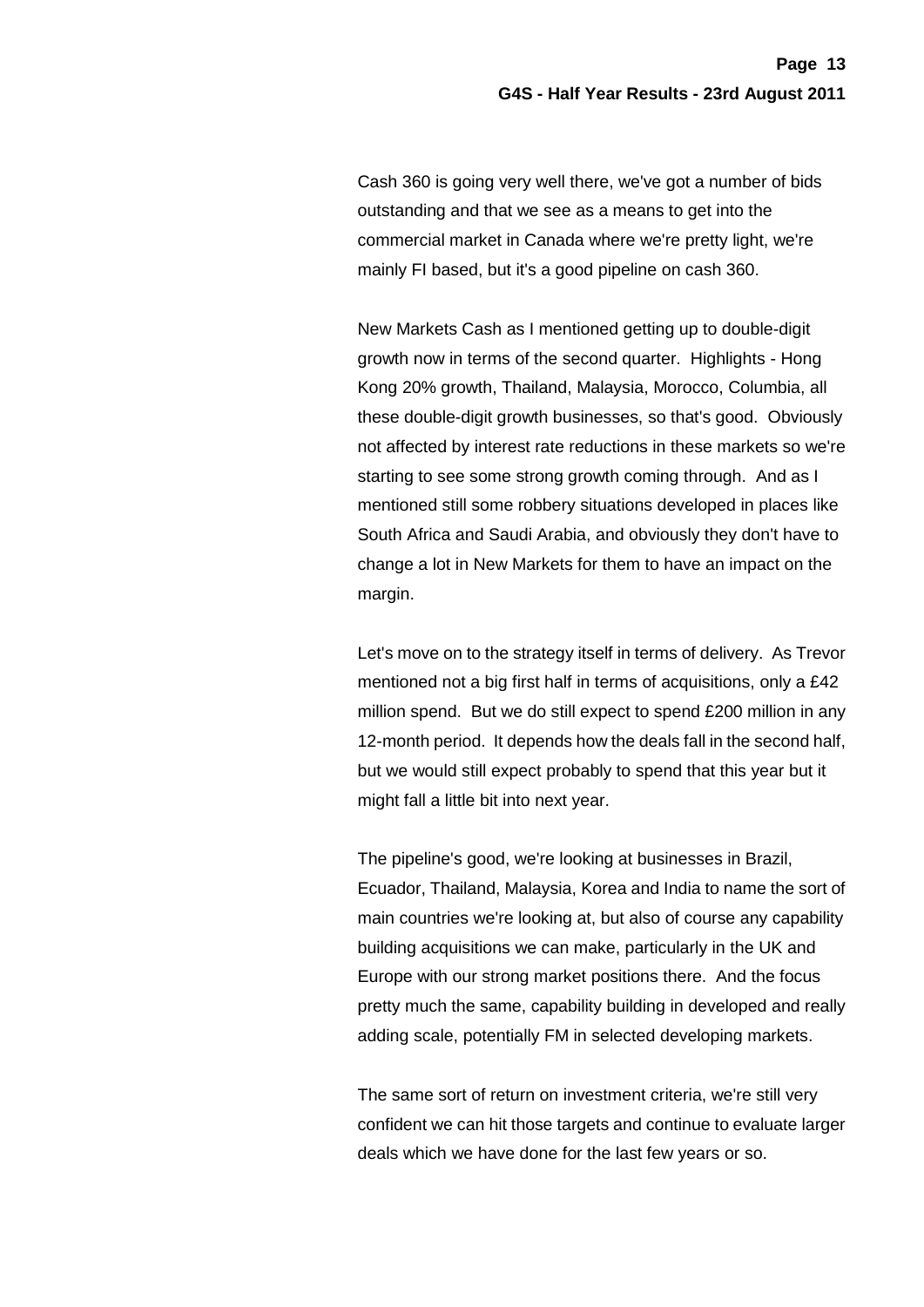Cash 360 is going very well there, we've got a number of bids outstanding and that we see as a means to get into the commercial market in Canada where we're pretty light, we're mainly FI based, but it's a good pipeline on cash 360.

New Markets Cash as I mentioned getting up to double-digit growth now in terms of the second quarter. Highlights - Hong Kong 20% growth, Thailand, Malaysia, Morocco, Columbia, all these double-digit growth businesses, so that's good. Obviously not affected by interest rate reductions in these markets so we're starting to see some strong growth coming through. And as I mentioned still some robbery situations developed in places like South Africa and Saudi Arabia, and obviously they don't have to change a lot in New Markets for them to have an impact on the margin.

Let's move on to the strategy itself in terms of delivery. As Trevor mentioned not a big first half in terms of acquisitions, only a £42 million spend. But we do still expect to spend £200 million in any 12-month period. It depends how the deals fall in the second half, but we would still expect probably to spend that this year but it might fall a little bit into next year.

The pipeline's good, we're looking at businesses in Brazil, Ecuador, Thailand, Malaysia, Korea and India to name the sort of main countries we're looking at, but also of course any capability building acquisitions we can make, particularly in the UK and Europe with our strong market positions there. And the focus pretty much the same, capability building in developed and really adding scale, potentially FM in selected developing markets.

The same sort of return on investment criteria, we're still very confident we can hit those targets and continue to evaluate larger deals which we have done for the last few years or so.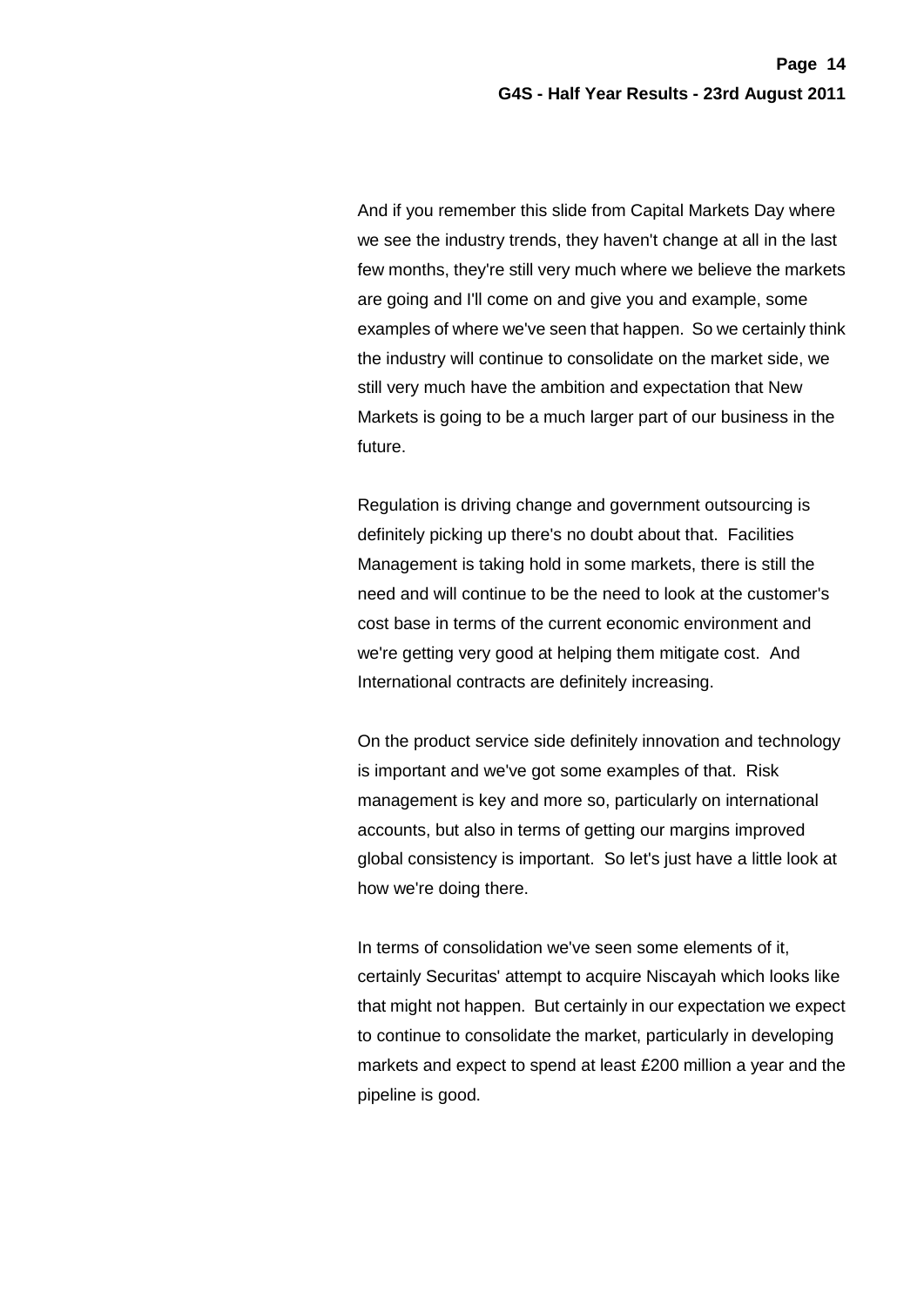And if you remember this slide from Capital Markets Day where we see the industry trends, they haven't change at all in the last few months, they're still very much where we believe the markets are going and I'll come on and give you and example, some examples of where we've seen that happen. So we certainly think the industry will continue to consolidate on the market side, we still very much have the ambition and expectation that New Markets is going to be a much larger part of our business in the future.

Regulation is driving change and government outsourcing is definitely picking up there's no doubt about that. Facilities Management is taking hold in some markets, there is still the need and will continue to be the need to look at the customer's cost base in terms of the current economic environment and we're getting very good at helping them mitigate cost. And International contracts are definitely increasing.

On the product service side definitely innovation and technology is important and we've got some examples of that. Risk management is key and more so, particularly on international accounts, but also in terms of getting our margins improved global consistency is important. So let's just have a little look at how we're doing there.

In terms of consolidation we've seen some elements of it, certainly Securitas' attempt to acquire Niscayah which looks like that might not happen. But certainly in our expectation we expect to continue to consolidate the market, particularly in developing markets and expect to spend at least £200 million a year and the pipeline is good.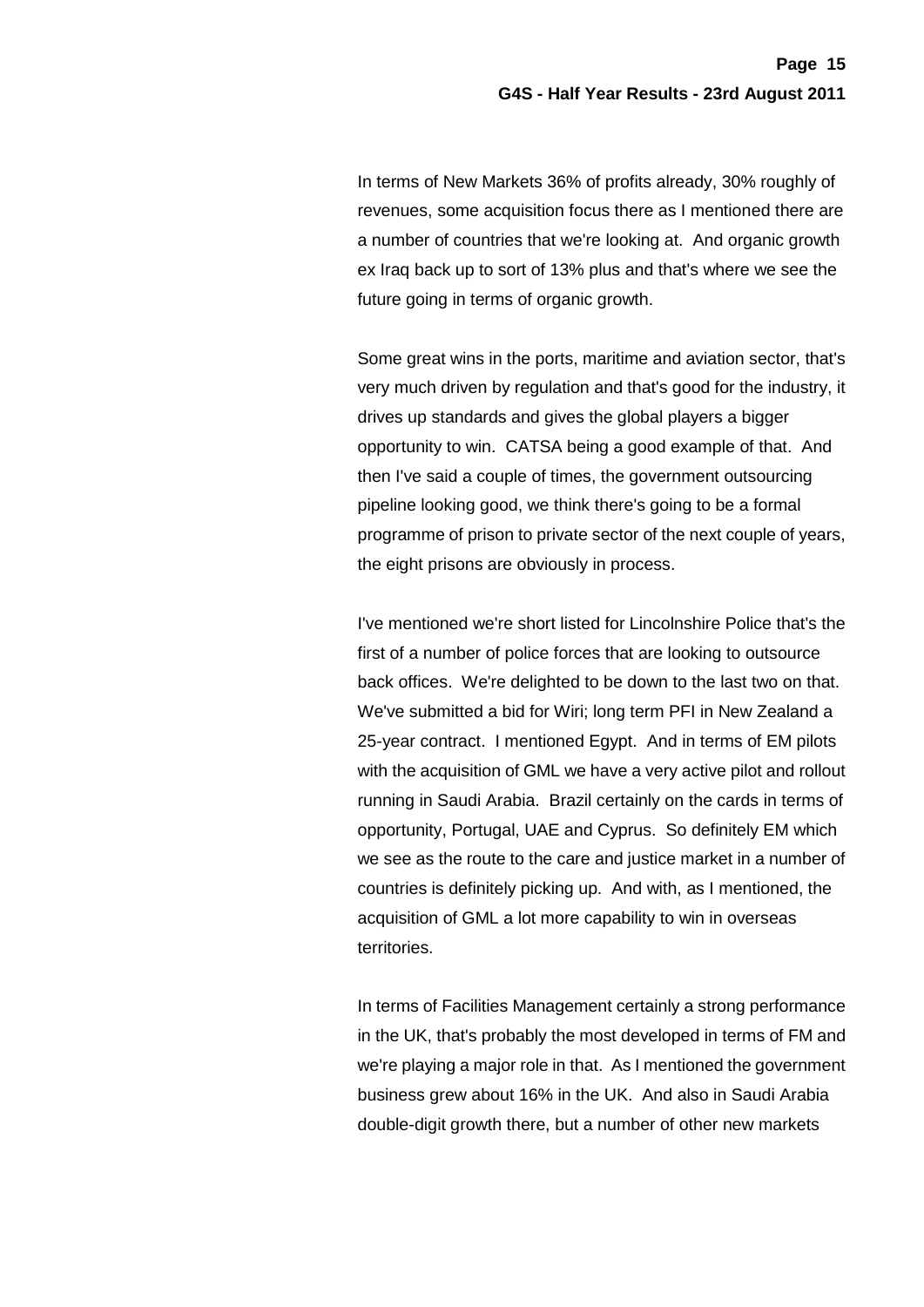In terms of New Markets 36% of profits already, 30% roughly of revenues, some acquisition focus there as I mentioned there are a number of countries that we're looking at. And organic growth ex Iraq back up to sort of 13% plus and that's where we see the future going in terms of organic growth.

Some great wins in the ports, maritime and aviation sector, that's very much driven by regulation and that's good for the industry, it drives up standards and gives the global players a bigger opportunity to win. CATSA being a good example of that. And then I've said a couple of times, the government outsourcing pipeline looking good, we think there's going to be a formal programme of prison to private sector of the next couple of years, the eight prisons are obviously in process.

I've mentioned we're short listed for Lincolnshire Police that's the first of a number of police forces that are looking to outsource back offices. We're delighted to be down to the last two on that. We've submitted a bid for Wiri; long term PFI in New Zealand a 25-year contract. I mentioned Egypt. And in terms of EM pilots with the acquisition of GML we have a very active pilot and rollout running in Saudi Arabia. Brazil certainly on the cards in terms of opportunity, Portugal, UAE and Cyprus. So definitely EM which we see as the route to the care and justice market in a number of countries is definitely picking up. And with, as I mentioned, the acquisition of GML a lot more capability to win in overseas territories.

In terms of Facilities Management certainly a strong performance in the UK, that's probably the most developed in terms of FM and we're playing a major role in that. As I mentioned the government business grew about 16% in the UK. And also in Saudi Arabia double-digit growth there, but a number of other new markets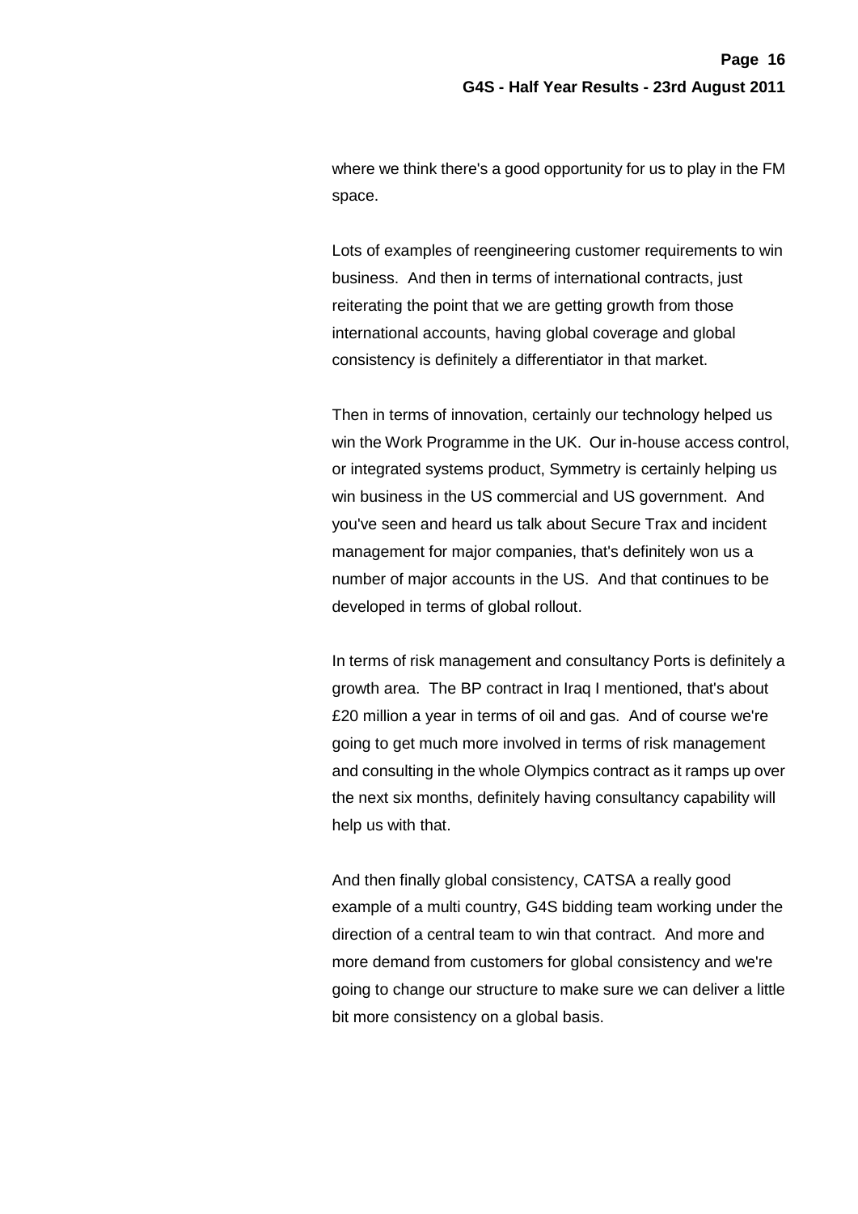where we think there's a good opportunity for us to play in the FM space.

Lots of examples of reengineering customer requirements to win business. And then in terms of international contracts, just reiterating the point that we are getting growth from those international accounts, having global coverage and global consistency is definitely a differentiator in that market.

Then in terms of innovation, certainly our technology helped us win the Work Programme in the UK. Our in-house access control, or integrated systems product, Symmetry is certainly helping us win business in the US commercial and US government. And you've seen and heard us talk about Secure Trax and incident management for major companies, that's definitely won us a number of major accounts in the US. And that continues to be developed in terms of global rollout.

In terms of risk management and consultancy Ports is definitely a growth area. The BP contract in Iraq I mentioned, that's about £20 million a year in terms of oil and gas. And of course we're going to get much more involved in terms of risk management and consulting in the whole Olympics contract as it ramps up over the next six months, definitely having consultancy capability will help us with that.

And then finally global consistency, CATSA a really good example of a multi country, G4S bidding team working under the direction of a central team to win that contract. And more and more demand from customers for global consistency and we're going to change our structure to make sure we can deliver a little bit more consistency on a global basis.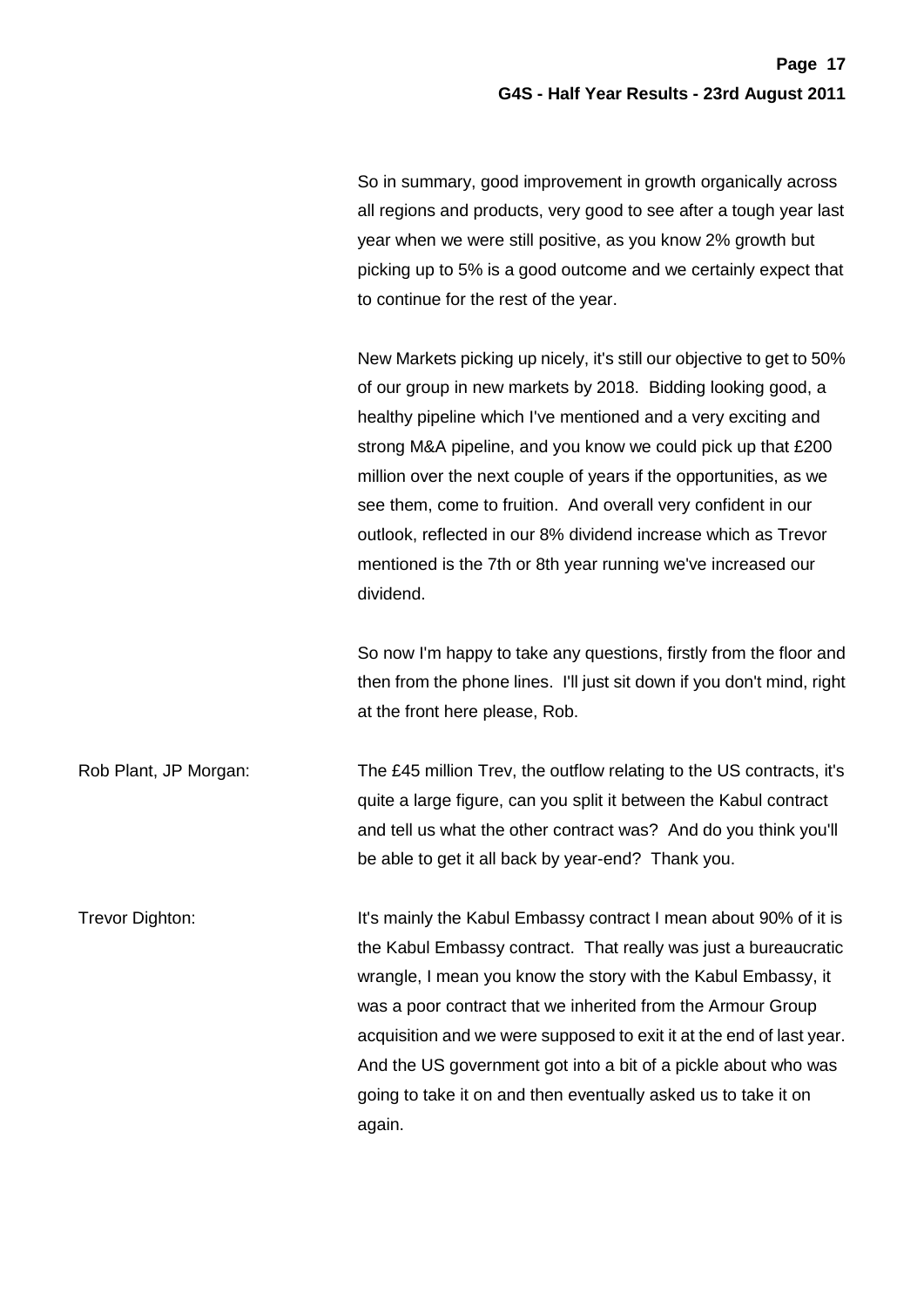So in summary, good improvement in growth organically across all regions and products, very good to see after a tough year last year when we were still positive, as you know 2% growth but picking up to 5% is a good outcome and we certainly expect that to continue for the rest of the year.

New Markets picking up nicely, it's still our objective to get to 50% of our group in new markets by 2018. Bidding looking good, a healthy pipeline which I've mentioned and a very exciting and strong M&A pipeline, and you know we could pick up that £200 million over the next couple of years if the opportunities, as we see them, come to fruition. And overall very confident in our outlook, reflected in our 8% dividend increase which as Trevor mentioned is the 7th or 8th year running we've increased our dividend.

So now I'm happy to take any questions, firstly from the floor and then from the phone lines. I'll just sit down if you don't mind, right at the front here please, Rob.

Rob Plant, JP Morgan: The £45 million Trev, the outflow relating to the US contracts, it's quite a large figure, can you split it between the Kabul contract and tell us what the other contract was? And do you think you'll be able to get it all back by year-end? Thank you.

Trevor Dighton: It's mainly the Kabul Embassy contract I mean about 90% of it is the Kabul Embassy contract. That really was just a bureaucratic wrangle, I mean you know the story with the Kabul Embassy, it was a poor contract that we inherited from the Armour Group acquisition and we were supposed to exit it at the end of last year. And the US government got into a bit of a pickle about who was going to take it on and then eventually asked us to take it on again.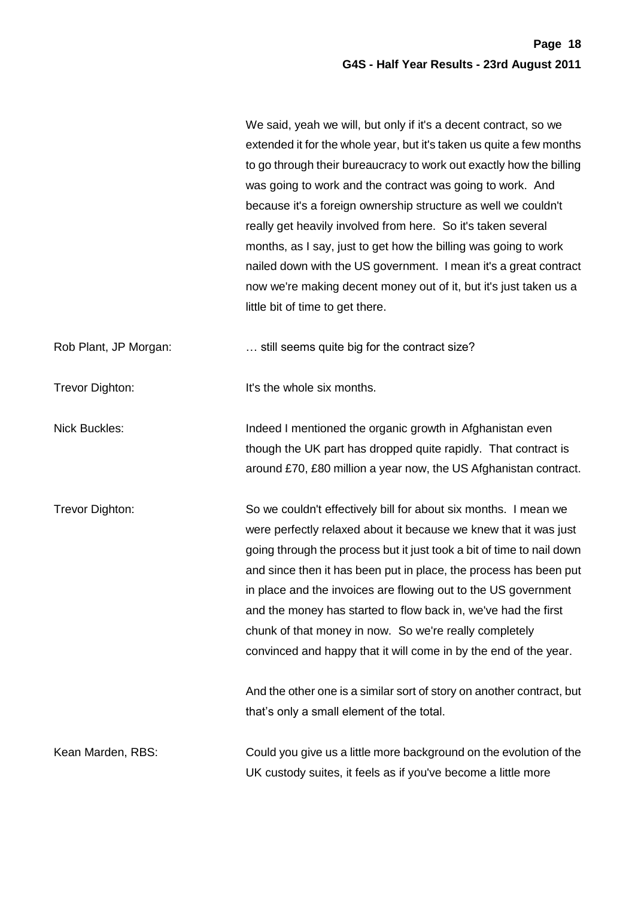We said, yeah we will, but only if it's a decent contract, so we extended it for the whole year, but it's taken us quite a few months to go through their bureaucracy to work out exactly how the billing was going to work and the contract was going to work. And because it's a foreign ownership structure as well we couldn't really get heavily involved from here. So it's taken several months, as I say, just to get how the billing was going to work nailed down with the US government. I mean it's a great contract now we're making decent money out of it, but it's just taken us a little bit of time to get there.

Rob Plant, JP Morgan: … still seems quite big for the contract size?

Trevor Dighton: It's the whole six months.

Nick Buckles: Indeed I mentioned the organic growth in Afghanistan even though the UK part has dropped quite rapidly. That contract is around £70, £80 million a year now, the US Afghanistan contract.

Trevor Dighton: So we couldn't effectively bill for about six months. I mean we were perfectly relaxed about it because we knew that it was just going through the process but it just took a bit of time to nail down and since then it has been put in place, the process has been put in place and the invoices are flowing out to the US government and the money has started to flow back in, we've had the first chunk of that money in now. So we're really completely convinced and happy that it will come in by the end of the year.

And the other one is a similar sort of story on another contract, but that's only a small element of the total.

Kean Marden, RBS: Could you give us a little more background on the evolution of the UK custody suites, it feels as if you've become a little more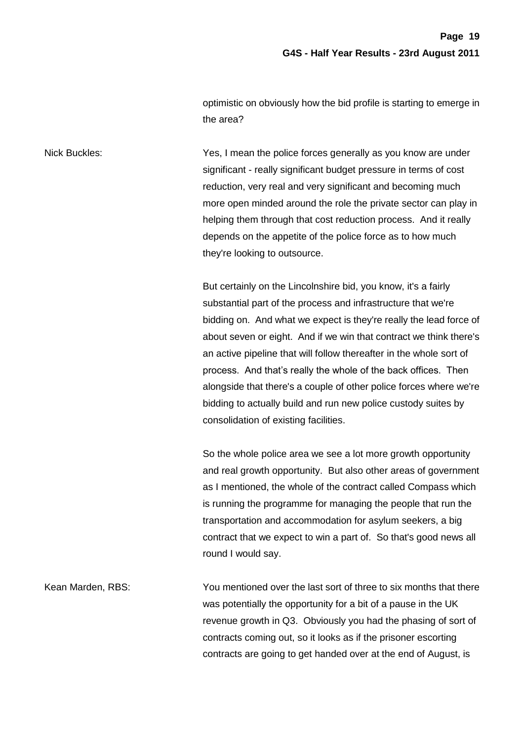optimistic on obviously how the bid profile is starting to emerge in the area?

Nick Buckles: Yes, I mean the police forces generally as you know are under significant - really significant budget pressure in terms of cost reduction, very real and very significant and becoming much more open minded around the role the private sector can play in helping them through that cost reduction process. And it really depends on the appetite of the police force as to how much they're looking to outsource.

But certainly on the Lincolnshire bid, you know, it's a fairly substantial part of the process and infrastructure that we're bidding on. And what we expect is they're really the lead force of about seven or eight. And if we win that contract we think there's an active pipeline that will follow thereafter in the whole sort of process. And that's really the whole of the back offices. Then alongside that there's a couple of other police forces where we're bidding to actually build and run new police custody suites by consolidation of existing facilities.

So the whole police area we see a lot more growth opportunity and real growth opportunity. But also other areas of government as I mentioned, the whole of the contract called Compass which is running the programme for managing the people that run the transportation and accommodation for asylum seekers, a big contract that we expect to win a part of. So that's good news all round I would say.

Kean Marden, RBS: You mentioned over the last sort of three to six months that there was potentially the opportunity for a bit of a pause in the UK revenue growth in Q3. Obviously you had the phasing of sort of contracts coming out, so it looks as if the prisoner escorting contracts are going to get handed over at the end of August, is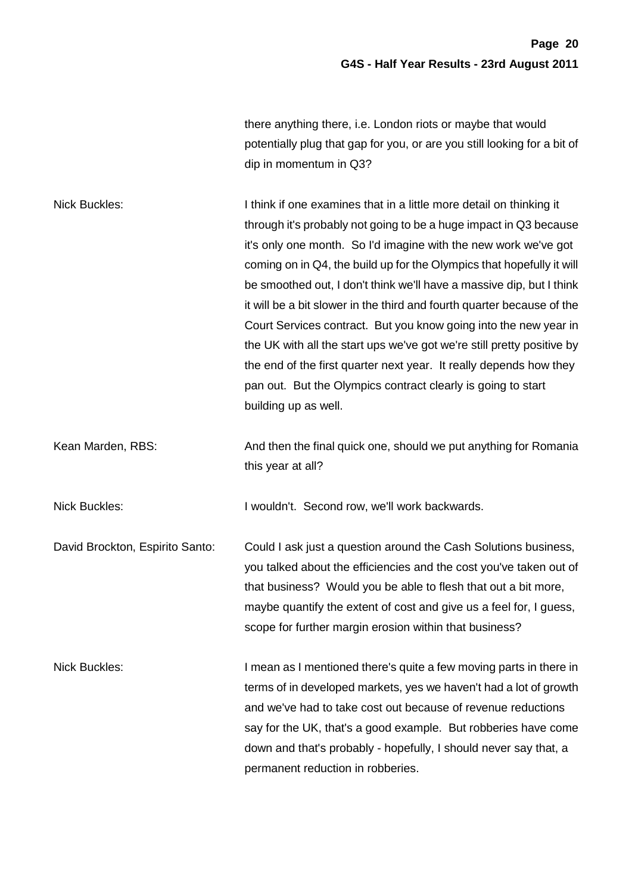there anything there, i.e. London riots or maybe that would potentially plug that gap for you, or are you still looking for a bit of dip in momentum in Q3?

**Nick Buckles:** I think if one examines that in a little more detail on thinking it through it's probably not going to be a huge impact in Q3 because it's only one month. So I'd imagine with the new work we've got coming on in Q4, the build up for the Olympics that hopefully it will be smoothed out, I don't think we'll have a massive dip, but I think it will be a bit slower in the third and fourth quarter because of the Court Services contract. But you know going into the new year in the UK with all the start ups we've got we're still pretty positive by the end of the first quarter next year. It really depends how they pan out. But the Olympics contract clearly is going to start building up as well.

**Kean Marden, RBS:** And then the final quick one, should we put anything for Romania this year at all?

**Nick Buckles:** I wouldn't. Second row, we'll work backwards.

**David Brockton, Espirito Santo:** Could I ask just a question around the Cash Solutions business, you talked about the efficiencies and the cost you've taken out of that business? Would you be able to flesh that out a bit more, maybe quantify the extent of cost and give us a feel for, I guess, scope for further margin erosion within that business?

**Nick Buckles:** I mean as I mentioned there's quite a few moving parts in there in terms of in developed markets, yes we haven't had a lot of growth and we've had to take cost out because of revenue reductions say for the UK, that's a good example. But robberies have come down and that's probably - hopefully, I should never say that, a permanent reduction in robberies.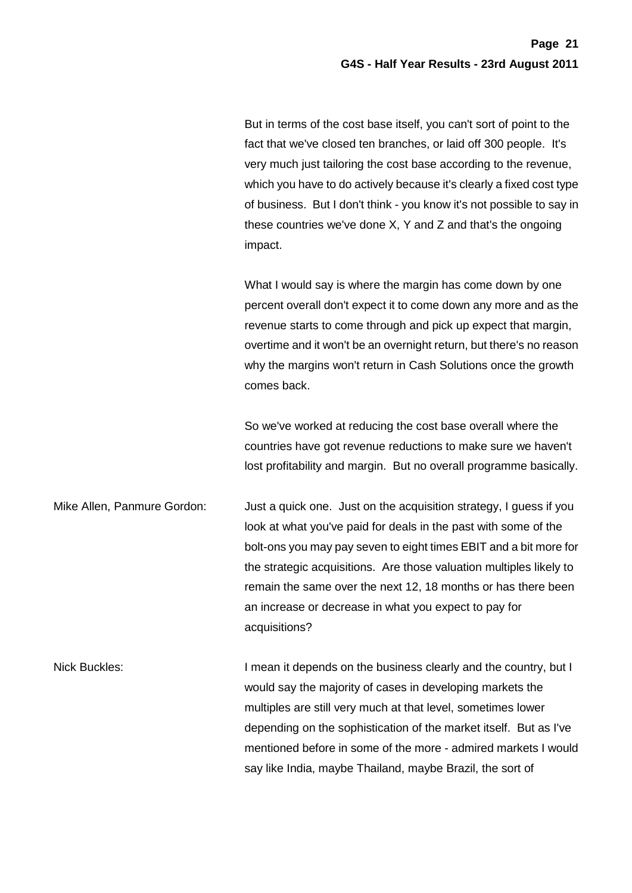But in terms of the cost base itself, you can't sort of point to the fact that we've closed ten branches, or laid off 300 people. It's very much just tailoring the cost base according to the revenue, which you have to do actively because it's clearly a fixed cost type of business. But I don't think - you know it's not possible to say in these countries we've done X, Y and Z and that's the ongoing impact.

What I would say is where the margin has come down by one percent overall don't expect it to come down any more and as the revenue starts to come through and pick up expect that margin, overtime and it won't be an overnight return, but there's no reason why the margins won't return in Cash Solutions once the growth comes back.

So we've worked at reducing the cost base overall where the countries have got revenue reductions to make sure we haven't lost profitability and margin. But no overall programme basically.

Mike Allen, Panmure Gordon: Just a quick one. Just on the acquisition strategy, I guess if you look at what you've paid for deals in the past with some of the bolt-ons you may pay seven to eight times EBIT and a bit more for the strategic acquisitions. Are those valuation multiples likely to remain the same over the next 12, 18 months or has there been an increase or decrease in what you expect to pay for acquisitions?

Nick Buckles: I mean it depends on the business clearly and the country, but I would say the majority of cases in developing markets the multiples are still very much at that level, sometimes lower depending on the sophistication of the market itself. But as I've mentioned before in some of the more - admired markets I would say like India, maybe Thailand, maybe Brazil, the sort of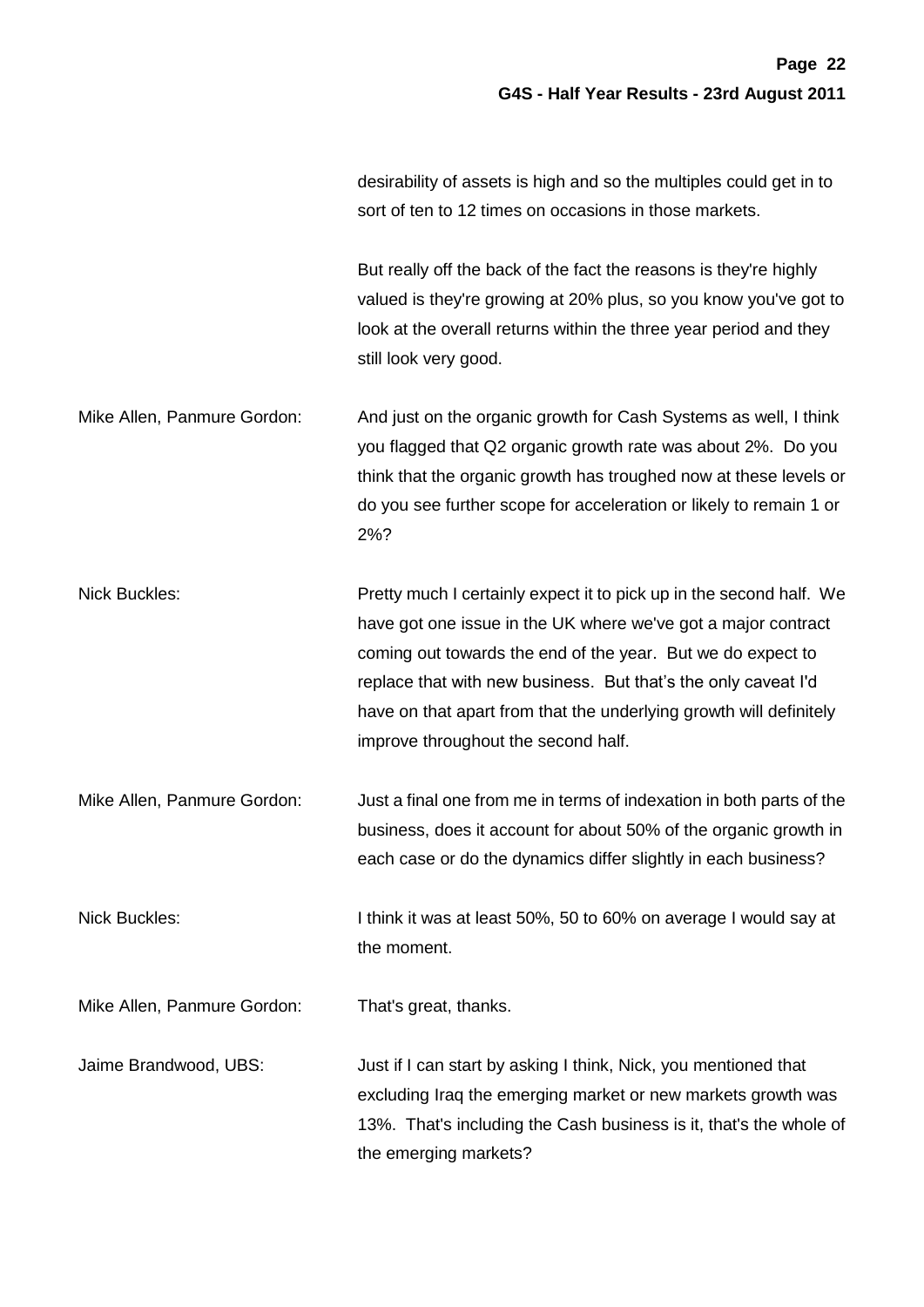desirability of assets is high and so the multiples could get in to sort of ten to 12 times on occasions in those markets.

But really off the back of the fact the reasons is they're highly valued is they're growing at 20% plus, so you know you've got to look at the overall returns within the three year period and they still look very good.

Mike Allen, Panmure Gordon: And just on the organic growth for Cash Systems as well, I think you flagged that Q2 organic growth rate was about 2%. Do you think that the organic growth has troughed now at these levels or do you see further scope for acceleration or likely to remain 1 or 2%?

Nick Buckles: Pretty much I certainly expect it to pick up in the second half. We have got one issue in the UK where we've got a major contract coming out towards the end of the year. But we do expect to replace that with new business. But that’s the only caveat I'd have on that apart from that the underlying growth will definitely improve throughout the second half.

Mike Allen, Panmure Gordon: Just a final one from me in terms of indexation in both parts of the business, does it account for about 50% of the organic growth in each case or do the dynamics differ slightly in each business?

Nick Buckles: I think it was at least 50%, 50 to 60% on average I would say at the moment.

Mike Allen, Panmure Gordon: That's great, thanks.

Jaime Brandwood, UBS: Just if I can start by asking I think, Nick, you mentioned that excluding Iraq the emerging market or new markets growth was 13%. That's including the Cash business is it, that's the whole of the emerging markets?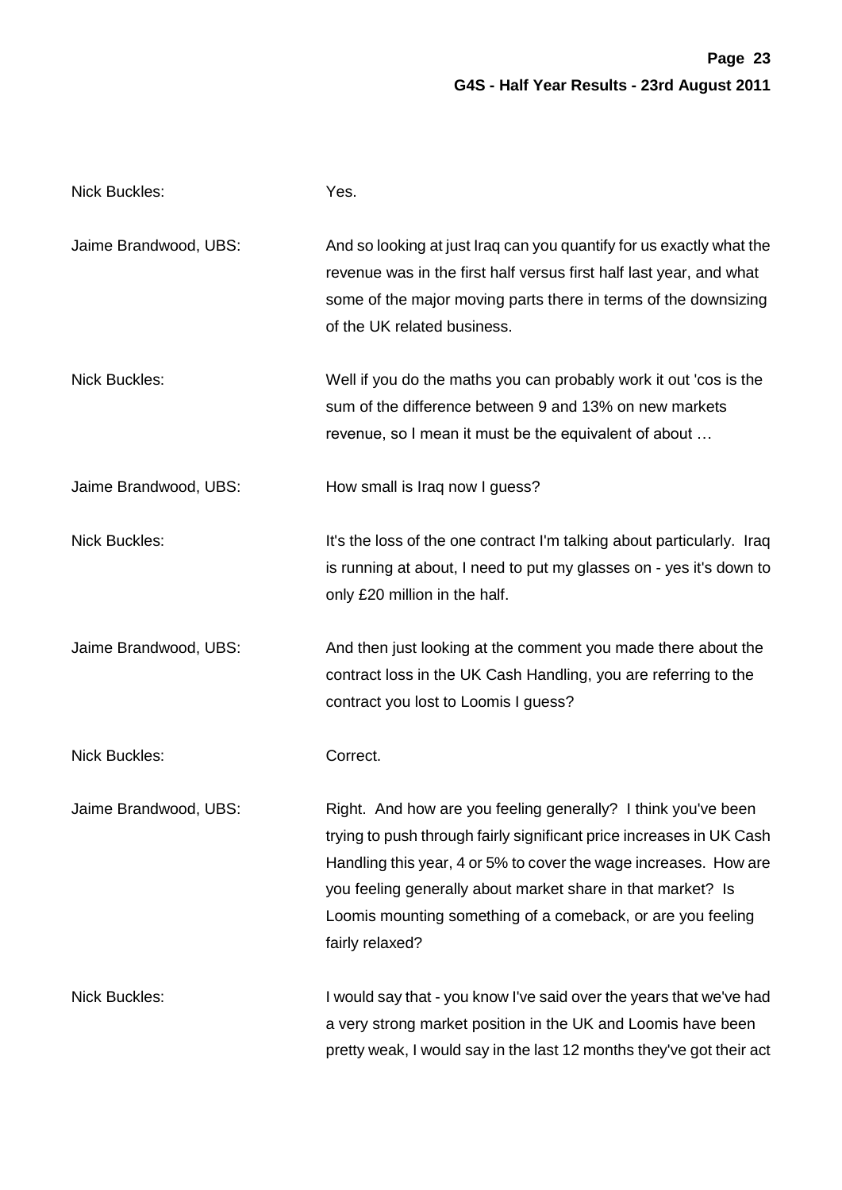Nick Buckles: Yes.

Jaime Brandwood, UBS: And so looking at just Iraq can you quantify for us exactly what the revenue was in the first half versus first half last year, and what some of the major moving parts there in terms of the downsizing of the UK related business.

Nick Buckles: Well if you do the maths you can probably work it out 'cos is the sum of the difference between 9 and 13% on new markets revenue, so I mean it must be the equivalent of about …

Jaime Brandwood, UBS: How small is Iraq now I guess?

Nick Buckles: It's the loss of the one contract I'm talking about particularly. Iraq is running at about, I need to put my glasses on - yes it's down to only £20 million in the half.

Jaime Brandwood, UBS: And then just looking at the comment you made there about the contract loss in the UK Cash Handling, you are referring to the contract you lost to Loomis I guess?

Nick Buckles: Correct.

Jaime Brandwood, UBS: Right. And how are you feeling generally? I think you've been trying to push through fairly significant price increases in UK Cash Handling this year, 4 or 5% to cover the wage increases. How are you feeling generally about market share in that market? Is Loomis mounting something of a comeback, or are you feeling fairly relaxed?

Nick Buckles: I would say that - you know I've said over the years that we've had a very strong market position in the UK and Loomis have been pretty weak, I would say in the last 12 months they've got their act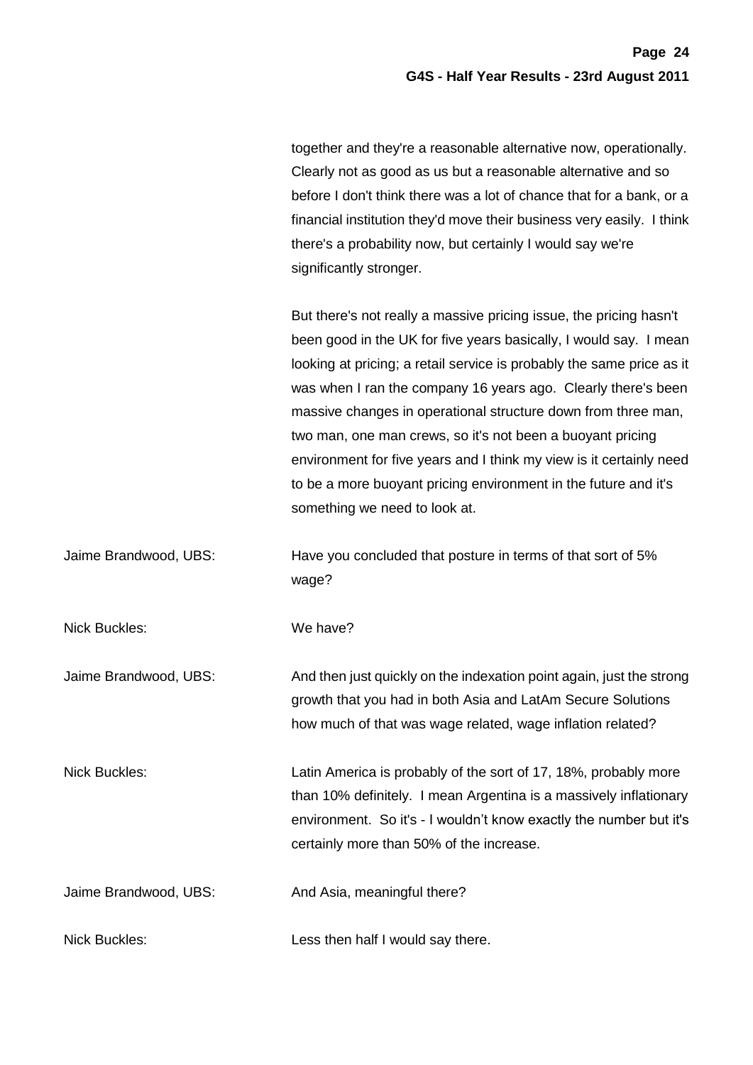together and they're a reasonable alternative now, operationally. Clearly not as good as us but a reasonable alternative and so before I don't think there was a lot of chance that for a bank, or a financial institution they'd move their business very easily. I think there's a probability now, but certainly I would say we're significantly stronger.

But there's not really a massive pricing issue, the pricing hasn't been good in the UK for five years basically, I would say. I mean looking at pricing; a retail service is probably the same price as it was when I ran the company 16 years ago. Clearly there's been massive changes in operational structure down from three man, two man, one man crews, so it's not been a buoyant pricing environment for five years and I think my view is it certainly need to be a more buoyant pricing environment in the future and it's something we need to look at.

Jaime Brandwood, UBS: Have you concluded that posture in terms of that sort of 5% wage?

Nick Buckles: We have?

Jaime Brandwood, UBS: And then just quickly on the indexation point again, just the strong growth that you had in both Asia and LatAm Secure Solutions how much of that was wage related, wage inflation related?

Nick Buckles: Latin America is probably of the sort of 17, 18%, probably more than 10% definitely. I mean Argentina is a massively inflationary environment. So it's - I wouldn't know exactly the number but it's certainly more than 50% of the increase.

Jaime Brandwood, UBS: And Asia, meaningful there?

Nick Buckles: Less then half I would say there.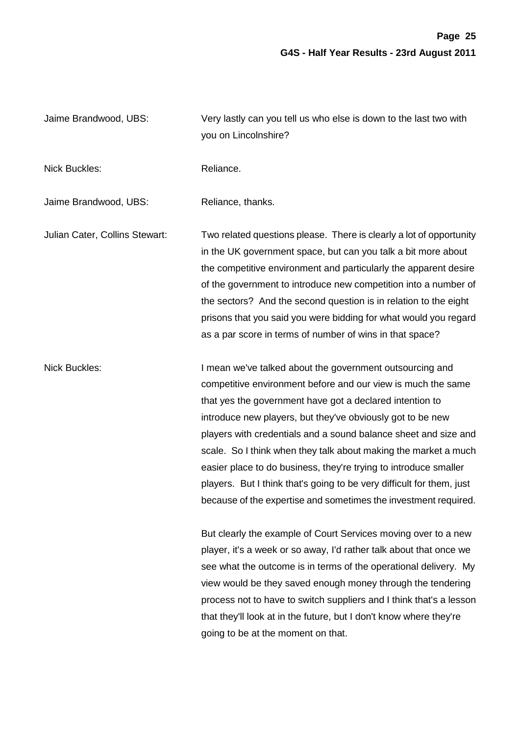Jaime Brandwood, UBS: Very lastly can you tell us who else is down to the last two with you on Lincolnshire?

Nick Buckles: Reliance.

Jaime Brandwood, UBS: Reliance, thanks.

Julian Cater, Collins Stewart: Two related questions please. There is clearly a lot of opportunity in the UK government space, but can you talk a bit more about the competitive environment and particularly the apparent desire of the government to introduce new competition into a number of the sectors? And the second question is in relation to the eight prisons that you said you were bidding for what would you regard as a par score in terms of number of wins in that space?

Nick Buckles: I mean we've talked about the government outsourcing and competitive environment before and our view is much the same that yes the government have got a declared intention to introduce new players, but they've obviously got to be new players with credentials and a sound balance sheet and size and scale. So I think when they talk about making the market a much easier place to do business, they're trying to introduce smaller players. But I think that's going to be very difficult for them, just because of the expertise and sometimes the investment required.

But clearly the example of Court Services moving over to a new player, it's a week or so away, I'd rather talk about that once we see what the outcome is in terms of the operational delivery. My view would be they saved enough money through the tendering process not to have to switch suppliers and I think that's a lesson that they'll look at in the future, but I don't know where they're going to be at the moment on that.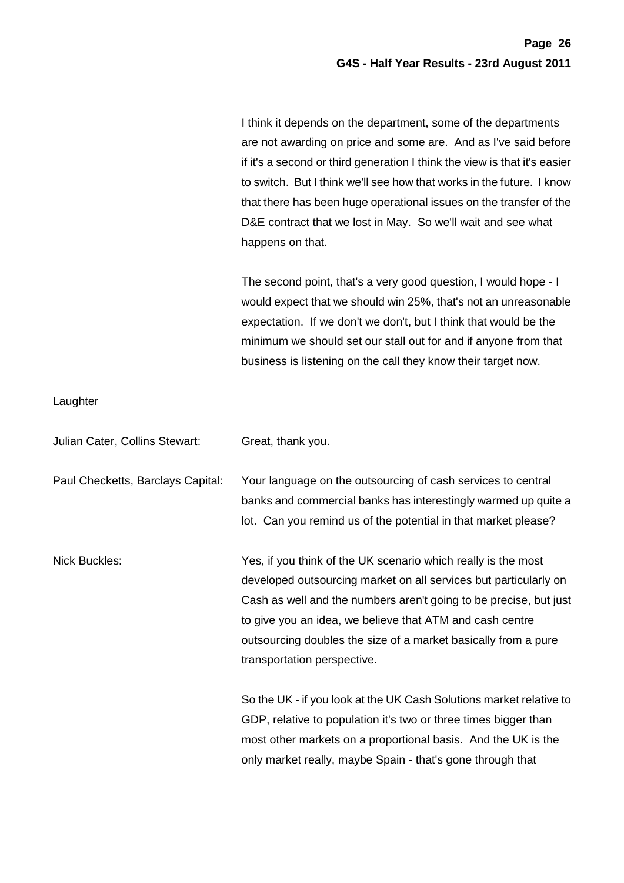I think it depends on the department, some of the departments are not awarding on price and some are. And as I've said before if it's a second or third generation I think the view is that it's easier to switch. But I think we'll see how that works in the future. I know that there has been huge operational issues on the transfer of the D&E contract that we lost in May. So we'll wait and see what happens on that.

The second point, that's a very good question, I would hope - I would expect that we should win 25%, that's not an unreasonable expectation. If we don't we don't, but I think that would be the minimum we should set our stall out for and if anyone from that business is listening on the call they know their target now.

Laughter

Julian Cater, Collins Stewart: Great, thank you.

Paul Checketts, Barclays Capital: Your language on the outsourcing of cash services to central banks and commercial banks has interestingly warmed up quite a lot. Can you remind us of the potential in that market please?

Nick Buckles: Yes, if you think of the UK scenario which really is the most developed outsourcing market on all services but particularly on Cash as well and the numbers aren't going to be precise, but just to give you an idea, we believe that ATM and cash centre outsourcing doubles the size of a market basically from a pure transportation perspective.

So the UK - if you look at the UK Cash Solutions market relative to GDP, relative to population it's two or three times bigger than most other markets on a proportional basis. And the UK is the only market really, maybe Spain - that's gone through that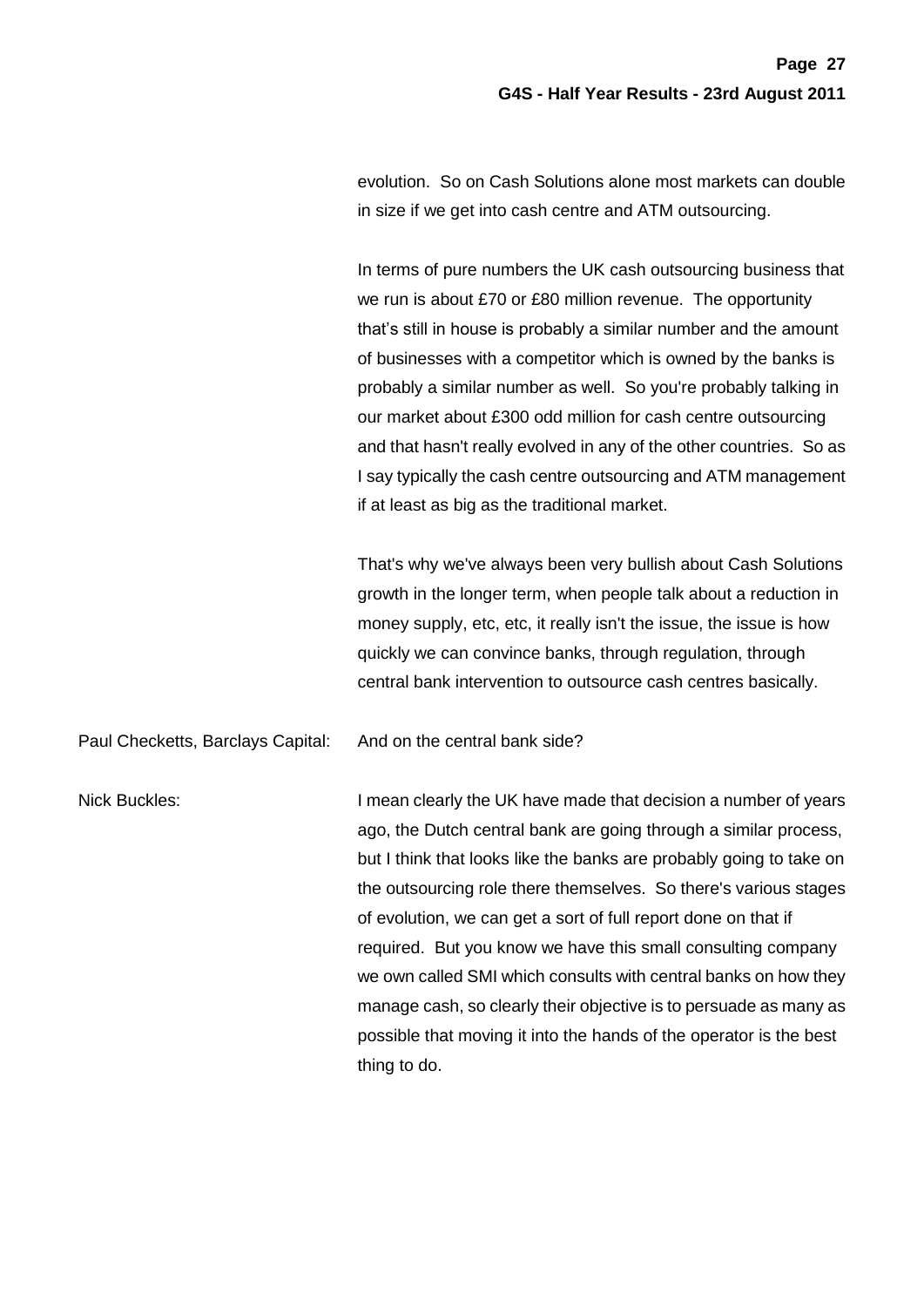evolution. So on Cash Solutions alone most markets can double in size if we get into cash centre and ATM outsourcing.

In terms of pure numbers the UK cash outsourcing business that we run is about £70 or £80 million revenue. The opportunity that's still in house is probably a similar number and the amount of businesses with a competitor which is owned by the banks is probably a similar number as well. So you're probably talking in our market about £300 odd million for cash centre outsourcing and that hasn't really evolved in any of the other countries. So as I say typically the cash centre outsourcing and ATM management if at least as big as the traditional market.

That's why we've always been very bullish about Cash Solutions growth in the longer term, when people talk about a reduction in money supply, etc, etc, it really isn't the issue, the issue is how quickly we can convince banks, through regulation, through central bank intervention to outsource cash centres basically.

Paul Checketts, Barclays Capital: And on the central bank side?

Nick Buckles: I mean clearly the UK have made that decision a number of years ago, the Dutch central bank are going through a similar process, but I think that looks like the banks are probably going to take on the outsourcing role there themselves. So there's various stages of evolution, we can get a sort of full report done on that if required. But you know we have this small consulting company we own called SMI which consults with central banks on how they manage cash, so clearly their objective is to persuade as many as possible that moving it into the hands of the operator is the best thing to do.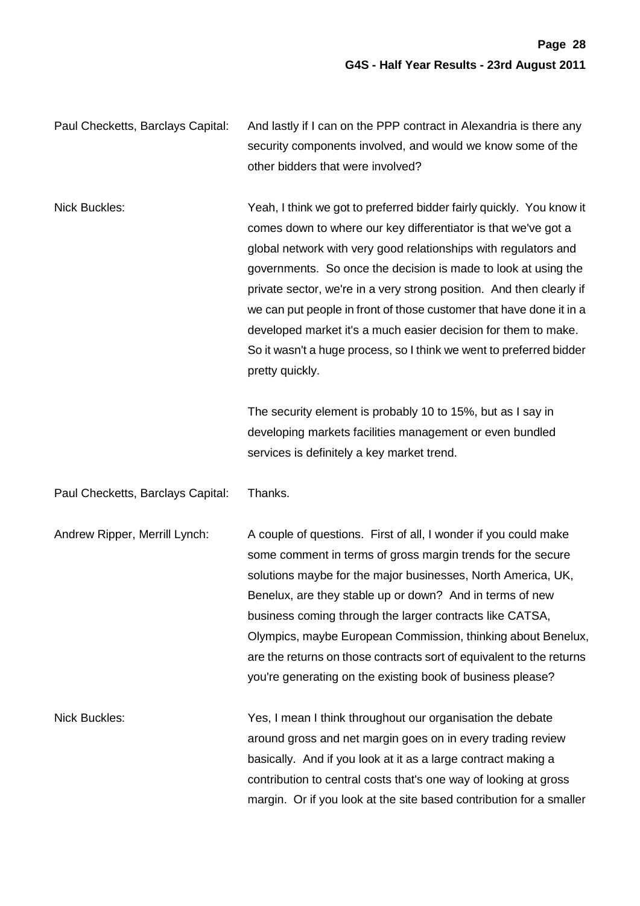Paul Checketts, Barclays Capital: And lastly if I can on the PPP contract in Alexandria is there any security components involved, and would we know some of the other bidders that were involved?

Nick Buckles: Yeah, I think we got to preferred bidder fairly quickly. You know it comes down to where our key differentiator is that we've got a global network with very good relationships with regulators and governments. So once the decision is made to look at using the private sector, we're in a very strong position. And then clearly if we can put people in front of those customer that have done it in a developed market it's a much easier decision for them to make. So it wasn't a huge process, so I think we went to preferred bidder pretty quickly.

The security element is probably 10 to 15%, but as I say in developing markets facilities management or even bundled services is definitely a key market trend.

Paul Checketts, Barclays Capital: Thanks.

Andrew Ripper, Merrill Lynch: A couple of questions. First of all, I wonder if you could make some comment in terms of gross margin trends for the secure solutions maybe for the major businesses, North America, UK, Benelux, are they stable up or down? And in terms of new business coming through the larger contracts like CATSA, Olympics, maybe European Commission, thinking about Benelux, are the returns on those contracts sort of equivalent to the returns you're generating on the existing book of business please?

Nick Buckles: Yes, I mean I think throughout our organisation the debate around gross and net margin goes on in every trading review basically. And if you look at it as a large contract making a contribution to central costs that's one way of looking at gross margin. Or if you look at the site based contribution for a smaller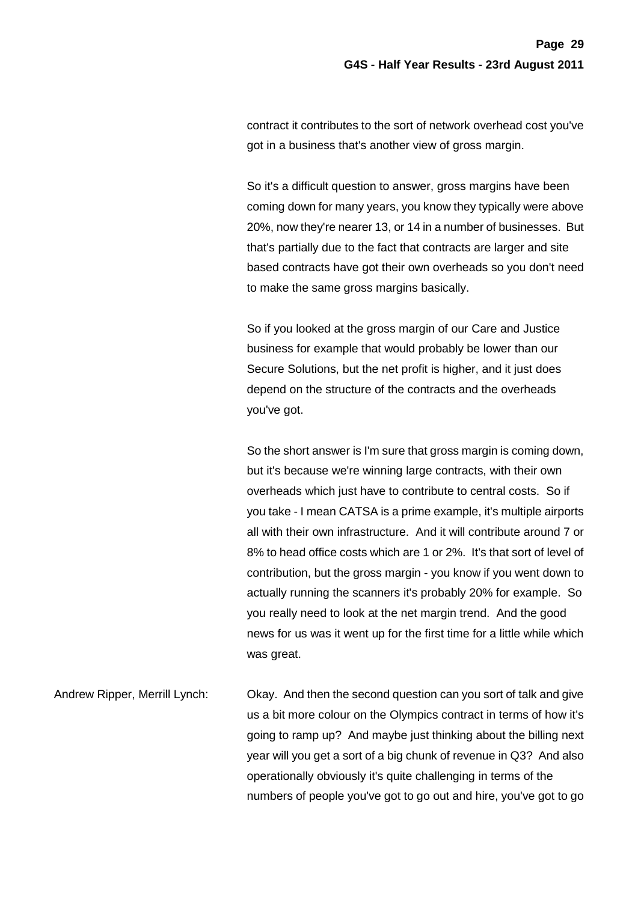contract it contributes to the sort of network overhead cost you've got in a business that's another view of gross margin.

So it's a difficult question to answer, gross margins have been coming down for many years, you know they typically were above 20%, now they're nearer 13, or 14 in a number of businesses. But that's partially due to the fact that contracts are larger and site based contracts have got their own overheads so you don't need to make the same gross margins basically.

So if you looked at the gross margin of our Care and Justice business for example that would probably be lower than our Secure Solutions, but the net profit is higher, and it just does depend on the structure of the contracts and the overheads you've got.

So the short answer is I'm sure that gross margin is coming down, but it's because we're winning large contracts, with their own overheads which just have to contribute to central costs. So if you take - I mean CATSA is a prime example, it's multiple airports all with their own infrastructure. And it will contribute around 7 or 8% to head office costs which are 1 or 2%. It's that sort of level of contribution, but the gross margin - you know if you went down to actually running the scanners it's probably 20% for example. So you really need to look at the net margin trend. And the good news for us was it went up for the first time for a little while which was great.

Andrew Ripper, Merrill Lynch: Okay. And then the second question can you sort of talk and give us a bit more colour on the Olympics contract in terms of how it's going to ramp up? And maybe just thinking about the billing next year will you get a sort of a big chunk of revenue in Q3? And also operationally obviously it's quite challenging in terms of the numbers of people you've got to go out and hire, you've got to go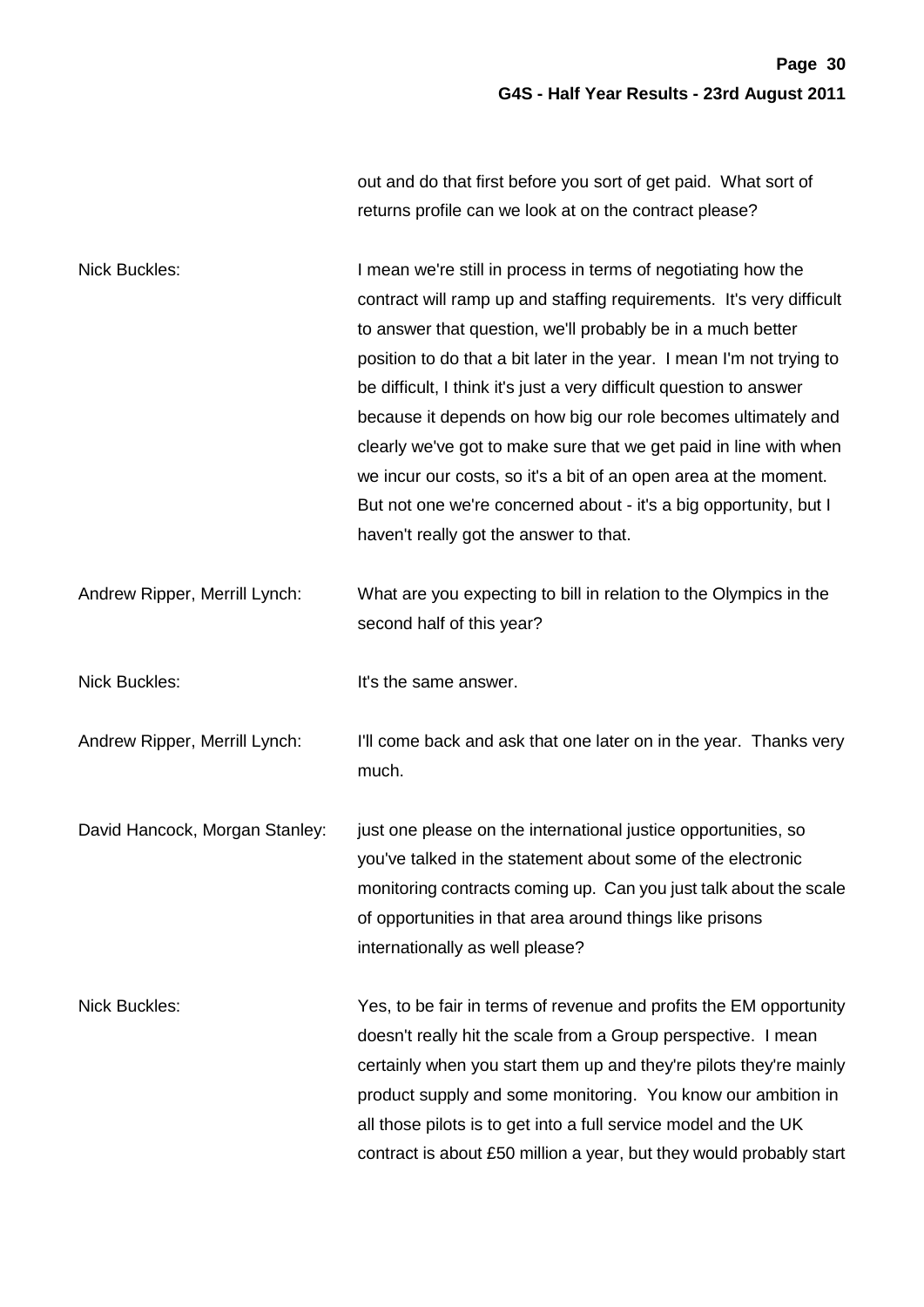out and do that first before you sort of get paid. What sort of returns profile can we look at on the contract please?

Nick Buckles: I mean we're still in process in terms of negotiating how the contract will ramp up and staffing requirements. It's very difficult to answer that question, we'll probably be in a much better position to do that a bit later in the year. I mean I'm not trying to be difficult, I think it's just a very difficult question to answer because it depends on how big our role becomes ultimately and clearly we've got to make sure that we get paid in line with when we incur our costs, so it's a bit of an open area at the moment. But not one we're concerned about - it's a big opportunity, but I haven't really got the answer to that.

Andrew Ripper, Merrill Lynch: What are you expecting to bill in relation to the Olympics in the second half of this year?

Nick Buckles: It's the same answer.

Andrew Ripper, Merrill Lynch: I'll come back and ask that one later on in the year. Thanks very much.

David Hancock, Morgan Stanley: just one please on the international justice opportunities, so you've talked in the statement about some of the electronic monitoring contracts coming up. Can you just talk about the scale of opportunities in that area around things like prisons internationally as well please?

Nick Buckles: Yes, to be fair in terms of revenue and profits the EM opportunity doesn't really hit the scale from a Group perspective. I mean certainly when you start them up and they're pilots they're mainly product supply and some monitoring. You know our ambition in all those pilots is to get into a full service model and the UK contract is about £50 million a year, but they would probably start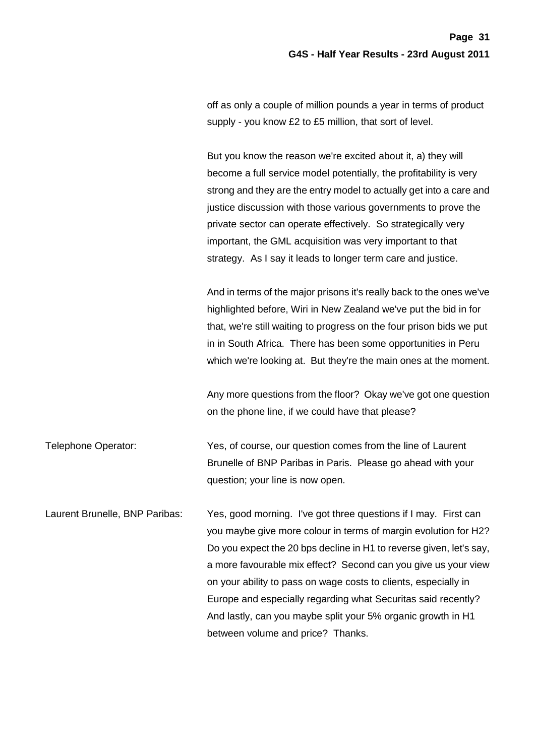off as only a couple of million pounds a year in terms of product supply - you know £2 to £5 million, that sort of level.

But you know the reason we're excited about it, a) they will become a full service model potentially, the profitability is very strong and they are the entry model to actually get into a care and justice discussion with those various governments to prove the private sector can operate effectively. So strategically very important, the GML acquisition was very important to that strategy. As I say it leads to longer term care and justice.

And in terms of the major prisons it's really back to the ones we've highlighted before, Wiri in New Zealand we've put the bid in for that, we're still waiting to progress on the four prison bids we put in in South Africa. There has been some opportunities in Peru which we're looking at. But they're the main ones at the moment.

Any more questions from the floor? Okay we've got one question on the phone line, if we could have that please?

Telephone Operator: Yes, of course, our question comes from the line of Laurent Brunelle of BNP Paribas in Paris. Please go ahead with your question; your line is now open.

Laurent Brunelle, BNP Paribas: Yes, good morning. I've got three questions if I may. First can you maybe give more colour in terms of margin evolution for H2? Do you expect the 20 bps decline in H1 to reverse given, let's say, a more favourable mix effect? Second can you give us your view on your ability to pass on wage costs to clients, especially in Europe and especially regarding what Securitas said recently? And lastly, can you maybe split your 5% organic growth in H1 between volume and price? Thanks.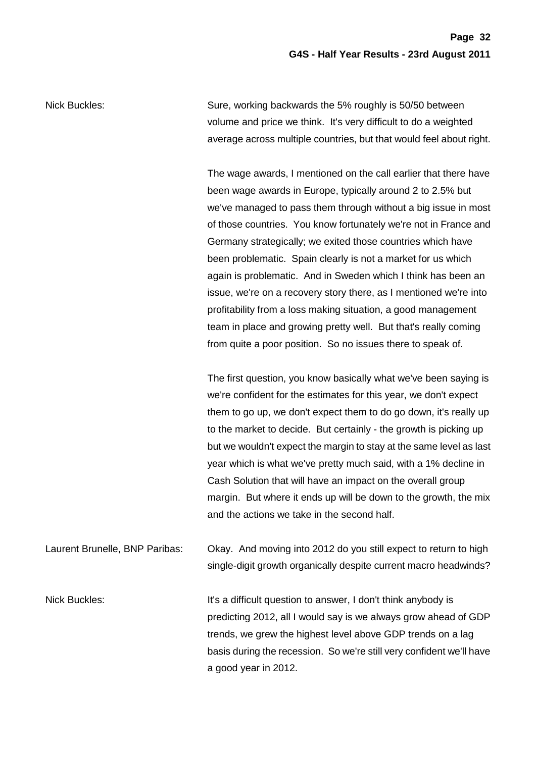Nick Buckles: Sure, working backwards the 5% roughly is 50/50 between volume and price we think. It's very difficult to do a weighted average across multiple countries, but that would feel about right.

The wage awards, I mentioned on the call earlier that there have been wage awards in Europe, typically around 2 to 2.5% but we've managed to pass them through without a big issue in most of those countries. You know fortunately we're not in France and Germany strategically; we exited those countries which have been problematic. Spain clearly is not a market for us which again is problematic. And in Sweden which I think has been an issue, we're on a recovery story there, as I mentioned we're into profitability from a loss making situation, a good management team in place and growing pretty well. But that's really coming from quite a poor position. So no issues there to speak of.

The first question, you know basically what we've been saying is we're confident for the estimates for this year, we don't expect them to go up, we don't expect them to do go down, it's really up to the market to decide. But certainly - the growth is picking up but we wouldn't expect the margin to stay at the same level as last year which is what we've pretty much said, with a 1% decline in Cash Solution that will have an impact on the overall group margin. But where it ends up will be down to the growth, the mix and the actions we take in the second half.

Laurent Brunelle, BNP Paribas: Okay. And moving into 2012 do you still expect to return to high single-digit growth organically despite current macro headwinds?

Nick Buckles: It's a difficult question to answer, I don't think anybody is predicting 2012, all I would say is we always grow ahead of GDP trends, we grew the highest level above GDP trends on a lag basis during the recession. So we're still very confident we'll have a good year in 2012.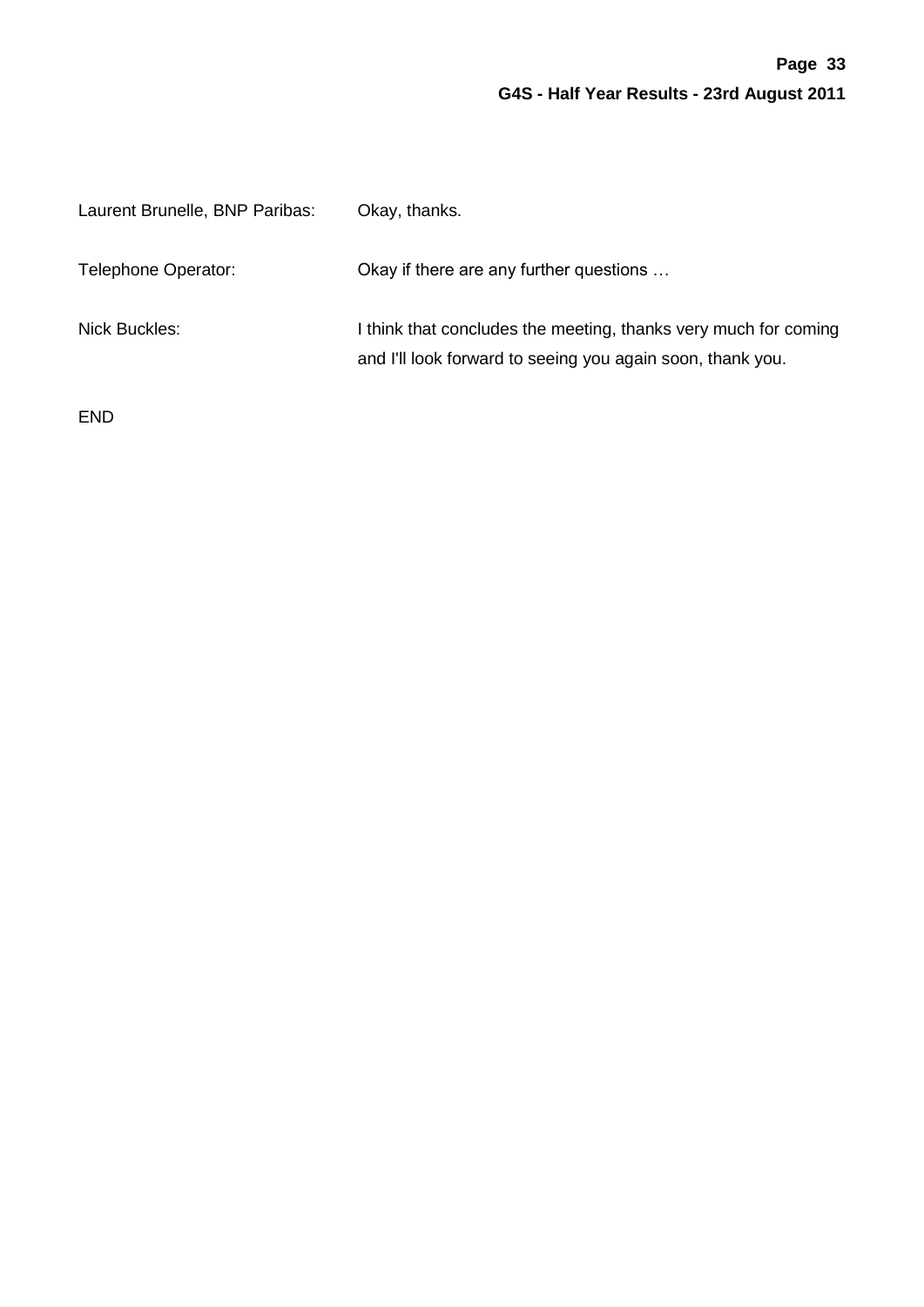Laurent Brunelle, BNP Paribas: Okay, thanks.

Telephone Operator: Okay if there are any further questions …

Nick Buckles: I think that concludes the meeting, thanks very much for coming and I'll look forward to seeing you again soon, thank you.

END